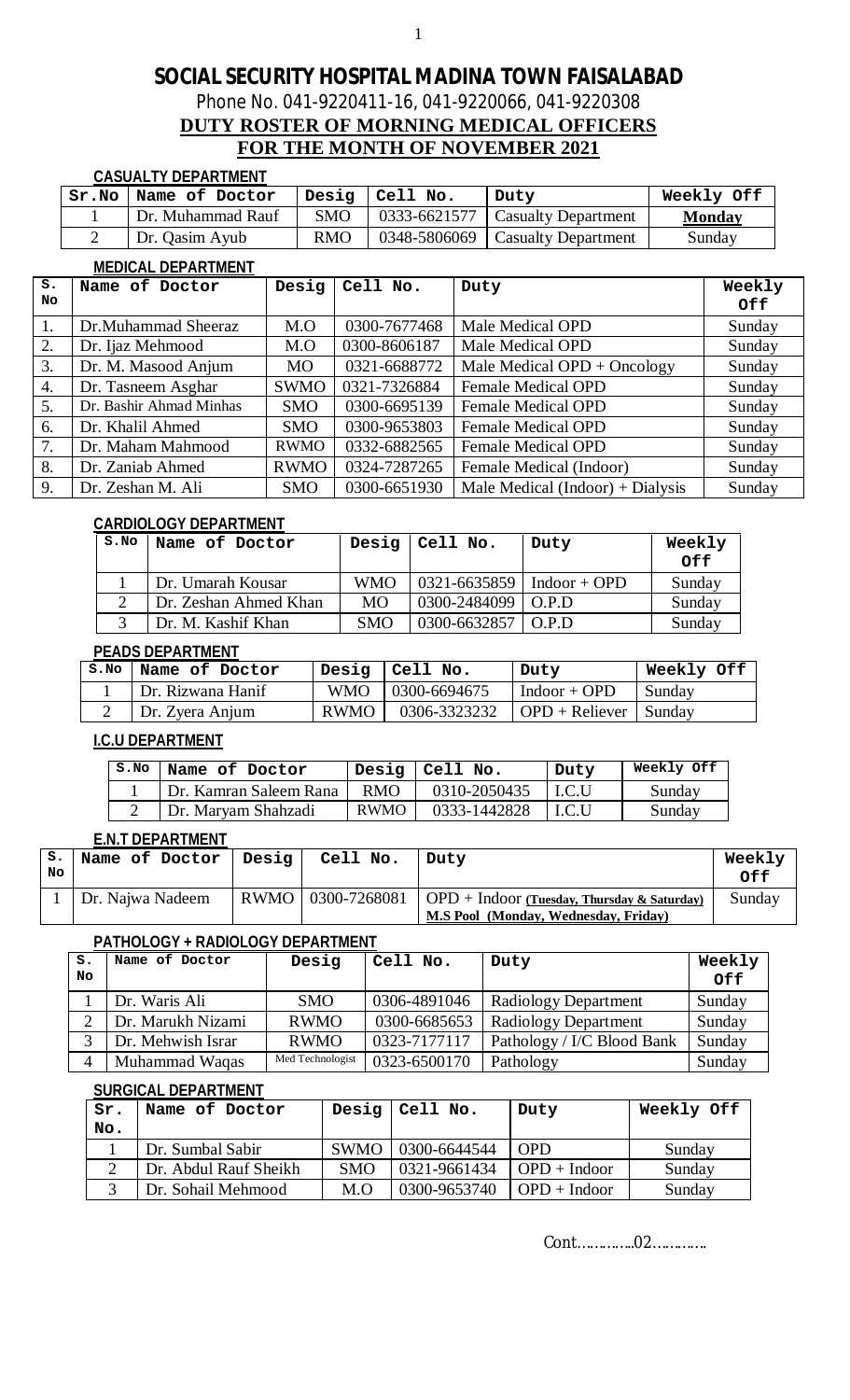# SOCIAL SECURITY HOSPITAL MADINA TOWN FAISALABAD

Phone No. 041-9220411-16, 041-9220066, 041-9220308

## DUTY ROSTER OF MORNING MEDICAL OFFICERS
## FOR THE MONTH OF NOVEMBER 2021

### CASUALTY DEPARTMENT

| Sr.No | Name of Doctor | Desig | Cell No. | Duty | Weekly Off |
|---|---|---|---|---|---|
| 1 | Dr. Muhammad Rauf | SMO | 0333-6621577 | Casualty Department | **Monday** |
| 2 | Dr. Qasim Ayub | RMO | 0348-5806069 | Casualty Department | Sunday |

### MEDICAL DEPARTMENT

| S. No | Name of Doctor | Desig | Cell No. | Duty | Weekly Off |
|---|---|---|---|---|---|
| 1. | Dr.Muhammad Sheeraz | M.O | 0300-7677468 | Male Medical OPD | Sunday |
| 2. | Dr. Ijaz Mehmood | M.O | 0300-8606187 | Male Medical OPD | Sunday |
| 3. | Dr. M. Masood Anjum | MO | 0321-6688772 | Male Medical OPD + Oncology | Sunday |
| 4. | Dr. Tasneem Asghar | SWMO | 0321-7326884 | Female Medical OPD | Sunday |
| 5. | Dr. Bashir Ahmad Minhas | SMO | 0300-6695139 | Female Medical OPD | Sunday |
| 6. | Dr. Khalil Ahmed | SMO | 0300-9653803 | Female Medical OPD | Sunday |
| 7. | Dr. Maham Mahmood | RWMO | 0332-6882565 | Female Medical OPD | Sunday |
| 8. | Dr. Zaniab Ahmed | RWMO | 0324-7287265 | Female Medical (Indoor) | Sunday |
| 9. | Dr. Zeshan M. Ali | SMO | 0300-6651930 | Male Medical (Indoor) + Dialysis | Sunday |

### CARDIOLOGY DEPARTMENT

| S.No | Name of Doctor | Desig | Cell No. | Duty | Weekly Off |
|---|---|---|---|---|---|
| 1 | Dr. Umarah Kousar | WMO | 0321-6635859 | Indoor + OPD | Sunday |
| 2 | Dr. Zeshan Ahmed Khan | MO | 0300-2484099 | O.P.D | Sunday |
| 3 | Dr. M. Kashif Khan | SMO | 0300-6632857 | O.P.D | Sunday |

### PEADS DEPARTMENT

| S.No | Name of Doctor | Desig | Cell No. | Duty | Weekly Off |
|---|---|---|---|---|---|
| 1 | Dr. Rizwana Hanif | WMO | 0300-6694675 | Indoor + OPD | Sunday |
| 2 | Dr. Zyera Anjum | RWMO | 0306-3323232 | OPD + Reliever | Sunday |

### I.C.U DEPARTMENT

| S.No | Name of Doctor | Desig | Cell No. | Duty | Weekly Off |
|---|---|---|---|---|---|
| 1 | Dr. Kamran Saleem Rana | RMO | 0310-2050435 | I.C.U | Sunday |
| 2 | Dr. Maryam Shahzadi | RWMO | 0333-1442828 | I.C.U | Sunday |

### E.N.T DEPARTMENT

| S. No | Name of Doctor | Desig | Cell No. | Duty | Weekly Off |
|---|---|---|---|---|---|
| 1 | Dr. Najwa Nadeem | RWMO | 0300-7268081 | OPD + Indoor **(Tuesday, Thursday & Saturday)** **M.S Pool (Monday, Wednesday, Friday)** | Sunday |

### PATHOLOGY + RADIOLOGY DEPARTMENT

| S. No | Name of Doctor | Desig | Cell No. | Duty | Weekly Off |
|---|---|---|---|---|---|
| 1 | Dr. Waris Ali | SMO | 0306-4891046 | Radiology Department | Sunday |
| 2 | Dr. Marukh Nizami | RWMO | 0300-6685653 | Radiology Department | Sunday |
| 3 | Dr. Mehwish Israr | RWMO | 0323-7177117 | Pathology / I/C Blood Bank | Sunday |
| 4 | Muhammad Waqas | Med Technologist | 0323-6500170 | Pathology | Sunday |

### SURGICAL DEPARTMENT

| Sr. No. | Name of Doctor | Desig | Cell No. | Duty | Weekly Off |
|---|---|---|---|---|---|
| 1 | Dr. Sumbal Sabir | SWMO | 0300-6644544 | OPD | Sunday |
| 2 | Dr. Abdul Rauf Sheikh | SMO | 0321-9661434 | OPD + Indoor | Sunday |
| 3 | Dr. Sohail Mehmood | M.O | 0300-9653740 | OPD + Indoor | Sunday |

Cont…………02…………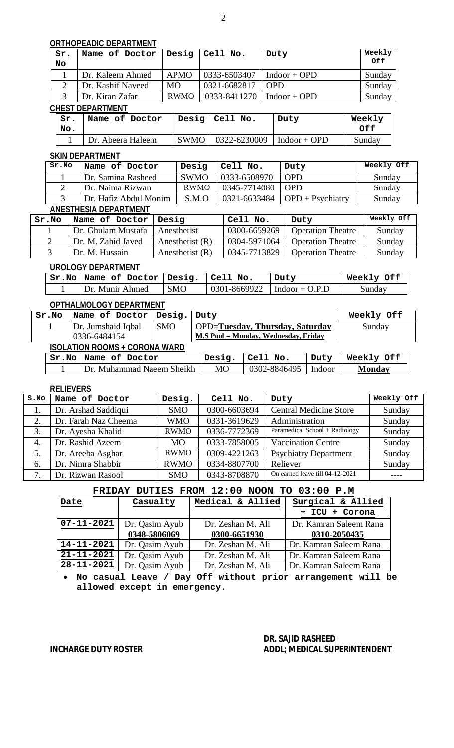**ORTHOPEADIC DEPARTMENT**

| Sr. No | Name of Doctor | Desig | Cell No. | Duty | Weekly Off |
|---|---|---|---|---|---|
| 1 | Dr. Kaleem Ahmed | APMO | 0333-6503407 | Indoor + OPD | Sunday |
| 2 | Dr. Kashif Naveed | MO | 0321-6682817 | OPD | Sunday |
| 3 | Dr. Kiran Zafar | RWMO | 0333-8411270 | Indoor + OPD | Sunday |

**CHEST DEPARTMENT**

| Sr. No. | Name of Doctor | Desig | Cell No. | Duty | Weekly Off |
|---|---|---|---|---|---|
| 1 | Dr. Abeera Haleem | SWMO | 0322-6230009 | Indoor + OPD | Sunday |

**SKIN DEPARTMENT**

| Sr.No | Name of Doctor | Desig | Cell No. | Duty | Weekly Off |
|---|---|---|---|---|---|
| 1 | Dr. Samina Rasheed | SWMO | 0333-6508970 | OPD | Sunday |
| 2 | Dr. Naima Rizwan | RWMO | 0345-7714080 | OPD | Sunday |
| 3 | Dr. Hafiz Abdul Monim | S.M.O | 0321-6633484 | OPD + Psychiatry | Sunday |

**ANESTHESIA DEPARTMENT**

| Sr.No | Name of Doctor | Desig | Cell No. | Duty | Weekly Off |
|---|---|---|---|---|---|
| 1 | Dr. Ghulam Mustafa | Anesthetist | 0300-6659269 | Operation Theatre | Sunday |
| 2 | Dr. M. Zahid Javed | Anesthetist (R) | 0304-5971064 | Operation Theatre | Sunday |
| 3 | Dr. M. Hussain | Anesthetist (R) | 0345-7713829 | Operation Theatre | Sunday |

**UROLOGY DEPARTMENT**

| Sr.No | Name of Doctor | Desig. | Cell No. | Duty | Weekly Off |
|---|---|---|---|---|---|
| 1 | Dr. Munir Ahmed | SMO | 0301-8669922 | Indoor + O.P.D | Sunday |

**OPTHALMOLOGY DEPARTMENT**

| Sr.No | Name of Doctor | Desig. | Duty | Weekly Off |
|---|---|---|---|---|
| 1 | Dr. Jumshaid Iqbal 0336-6484154 | SMO | OPD=**Tuesday, Thursday, Saturday** **M.S Pool = Monday, Wednesday, Friday** | Sunday |

**ISOLATION ROOMS + CORONA WARD**

| Sr.No | Name of Doctor | Desig. | Cell No. | Duty | Weekly Off |
|---|---|---|---|---|---|
| 1 | Dr. Muhammad Naeem Sheikh | MO | 0302-8846495 | Indoor | **Monday** |

**RELIEVERS**

| S.No | Name of Doctor | Desig. | Cell No. | Duty | Weekly Off |
|---|---|---|---|---|---|
| 1. | Dr. Arshad Saddiqui | SMO | 0300-6603694 | Central Medicine Store | Sunday |
| 2. | Dr. Farah Naz Cheema | WMO | 0331-3619629 | Administration | Sunday |
| 3. | Dr. Ayesha Khalid | RWMO | 0336-7772369 | Paramedical School + Radiology | Sunday |
| 4. | Dr. Rashid Azeem | MO | 0333-7858005 | Vaccination Centre | Sunday |
| 5. | Dr. Areeba Asghar | RWMO | 0309-4221263 | Psychiatry Department | Sunday |
| 6. | Dr. Nimra Shabbir | RWMO | 0334-8807700 | Reliever | Sunday |
| 7. | Dr. Rizwan Rasool | SMO | 0343-8708870 | On earned leave till 04-12-2021 | ---- |

**FRIDAY DUTIES FROM 12:00 NOON TO 03:00 P.M**

| Date | Casualty | Medical & Allied | Surgical & Allied + ICU + Corona |
|---|---|---|---|
| 07-11-2021 | Dr. Qasim Ayub **0348-5806069** | Dr. Zeshan M. Ali **0300-6651930** | Dr. Kamran Saleem Rana **0310-2050435** |
| 14-11-2021 | Dr. Qasim Ayub | Dr. Zeshan M. Ali | Dr. Kamran Saleem Rana |
| 21-11-2021 | Dr. Qasim Ayub | Dr. Zeshan M. Ali | Dr. Kamran Saleem Rana |
| 28-11-2021 | Dr. Qasim Ayub | Dr. Zeshan M. Ali | Dr. Kamran Saleem Rana |

- **No casual Leave / Day Off without prior arrangement will be allowed except in emergency.**

**INCHARGE DUTY ROSTER**

**DR. SAJID RASHEED**
**ADDL; MEDICAL SUPERINTENDENT**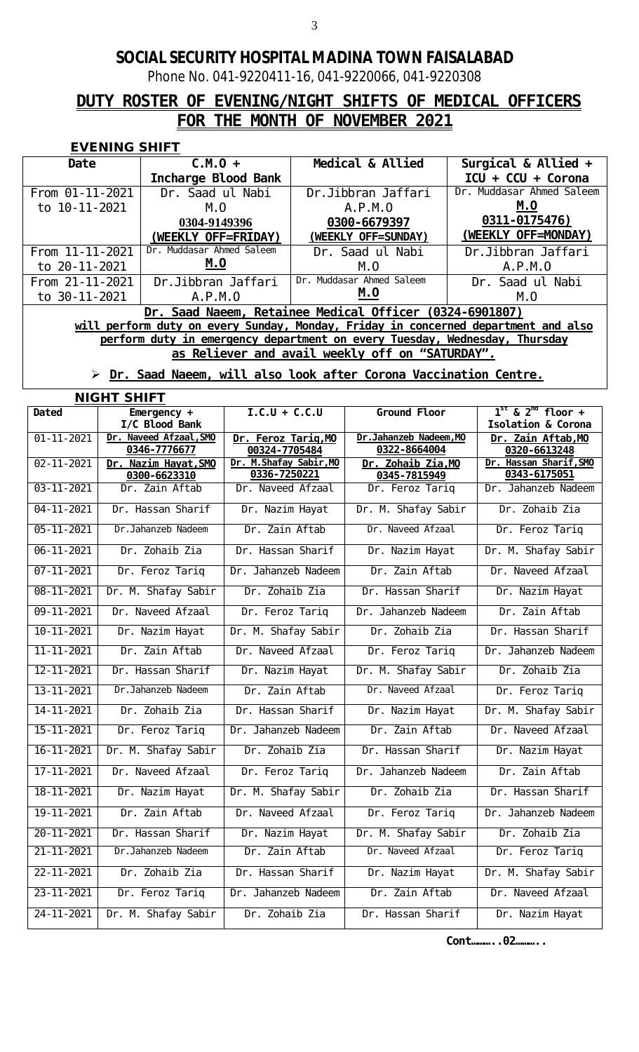# SOCIAL SECURITY HOSPITAL MADINA TOWN FAISALABAD

Phone No. 041-9220411-16, 041-9220066, 041-9220308

## DUTY ROSTER OF EVENING/NIGHT SHIFTS OF MEDICAL OFFICERS FOR THE MONTH OF NOVEMBER 2021

### EVENING SHIFT

| Date | C.M.O + Incharge Blood Bank | Medical & Allied | Surgical & Allied + ICU + CCU + Corona |
|---|---|---|---|
| From 01-11-2021 to 10-11-2021 | Dr. Saad ul Nabi M.O **0304-9149396** **(WEEKLY OFF=FRIDAY)** | Dr.Jibbran Jaffari A.P.M.O **0300-6679397** **(WEEKLY OFF=SUNDAY)** | Dr. Muddasar Ahmed Saleem **M.O** **0311-0175476)** **(WEEKLY OFF=MONDAY)** |
| From 11-11-2021 to 20-11-2021 | Dr. Muddasar Ahmed Saleem **M.O** | Dr. Saad ul Nabi M.O | Dr.Jibbran Jaffari A.P.M.O |
| From 21-11-2021 to 30-11-2021 | Dr.Jibbran Jaffari A.P.M.O | Dr. Muddasar Ahmed Saleem **M.O** | Dr. Saad ul Nabi M.O |

**Dr. Saad Naeem, Retainee Medical Officer (0324-6901807) will perform duty on every Sunday, Monday, Friday in concerned department and also perform duty in emergency department on every Tuesday, Wednesday, Thursday as Reliever and avail weekly off on "SATURDAY".**

- **Dr. Saad Naeem, will also look after Corona Vaccination Centre.**

### NIGHT SHIFT

| Dated | Emergency + I/C Blood Bank | I.C.U + C.C.U | Ground Floor | $1^{st}$ & $2^{nd}$ floor + Isolation & Corona |
|---|---|---|---|---|
| 01-11-2021 | **Dr. Naveed Afzaal,SMO 0346-7776677** | **Dr. Feroz Tariq,MO 00324-7705484** | **Dr.Jahanzeb Nadeem,MO 0322-8664004** | **Dr. Zain Aftab,MO 0320-6613248** |
| 02-11-2021 | **Dr. Nazim Hayat,SMO 0300-6623310** | **Dr. M.Shafay Sabir,MO 0336-7250221** | **Dr. Zohaib Zia,MO 0345-7815949** | **Dr. Hassan Sharif,SMO 0343-6175051** |
| 03-11-2021 | Dr. Zain Aftab | Dr. Naveed Afzaal | Dr. Feroz Tariq | Dr. Jahanzeb Nadeem |
| 04-11-2021 | Dr. Hassan Sharif | Dr. Nazim Hayat | Dr. M. Shafay Sabir | Dr. Zohaib Zia |
| 05-11-2021 | Dr.Jahanzeb Nadeem | Dr. Zain Aftab | Dr. Naveed Afzaal | Dr. Feroz Tariq |
| 06-11-2021 | Dr. Zohaib Zia | Dr. Hassan Sharif | Dr. Nazim Hayat | Dr. M. Shafay Sabir |
| 07-11-2021 | Dr. Feroz Tariq | Dr. Jahanzeb Nadeem | Dr. Zain Aftab | Dr. Naveed Afzaal |
| 08-11-2021 | Dr. M. Shafay Sabir | Dr. Zohaib Zia | Dr. Hassan Sharif | Dr. Nazim Hayat |
| 09-11-2021 | Dr. Naveed Afzaal | Dr. Feroz Tariq | Dr. Jahanzeb Nadeem | Dr. Zain Aftab |
| 10-11-2021 | Dr. Nazim Hayat | Dr. M. Shafay Sabir | Dr. Zohaib Zia | Dr. Hassan Sharif |
| 11-11-2021 | Dr. Zain Aftab | Dr. Naveed Afzaal | Dr. Feroz Tariq | Dr. Jahanzeb Nadeem |
| 12-11-2021 | Dr. Hassan Sharif | Dr. Nazim Hayat | Dr. M. Shafay Sabir | Dr. Zohaib Zia |
| 13-11-2021 | Dr.Jahanzeb Nadeem | Dr. Zain Aftab | Dr. Naveed Afzaal | Dr. Feroz Tariq |
| 14-11-2021 | Dr. Zohaib Zia | Dr. Hassan Sharif | Dr. Nazim Hayat | Dr. M. Shafay Sabir |
| 15-11-2021 | Dr. Feroz Tariq | Dr. Jahanzeb Nadeem | Dr. Zain Aftab | Dr. Naveed Afzaal |
| 16-11-2021 | Dr. M. Shafay Sabir | Dr. Zohaib Zia | Dr. Hassan Sharif | Dr. Nazim Hayat |
| 17-11-2021 | Dr. Naveed Afzaal | Dr. Feroz Tariq | Dr. Jahanzeb Nadeem | Dr. Zain Aftab |
| 18-11-2021 | Dr. Nazim Hayat | Dr. M. Shafay Sabir | Dr. Zohaib Zia | Dr. Hassan Sharif |
| 19-11-2021 | Dr. Zain Aftab | Dr. Naveed Afzaal | Dr. Feroz Tariq | Dr. Jahanzeb Nadeem |
| 20-11-2021 | Dr. Hassan Sharif | Dr. Nazim Hayat | Dr. M. Shafay Sabir | Dr. Zohaib Zia |
| 21-11-2021 | Dr.Jahanzeb Nadeem | Dr. Zain Aftab | Dr. Naveed Afzaal | Dr. Feroz Tariq |
| 22-11-2021 | Dr. Zohaib Zia | Dr. Hassan Sharif | Dr. Nazim Hayat | Dr. M. Shafay Sabir |
| 23-11-2021 | Dr. Feroz Tariq | Dr. Jahanzeb Nadeem | Dr. Zain Aftab | Dr. Naveed Afzaal |
| 24-11-2021 | Dr. M. Shafay Sabir | Dr. Zohaib Zia | Dr. Hassan Sharif | Dr. Nazim Hayat |

**Cont………..02………..**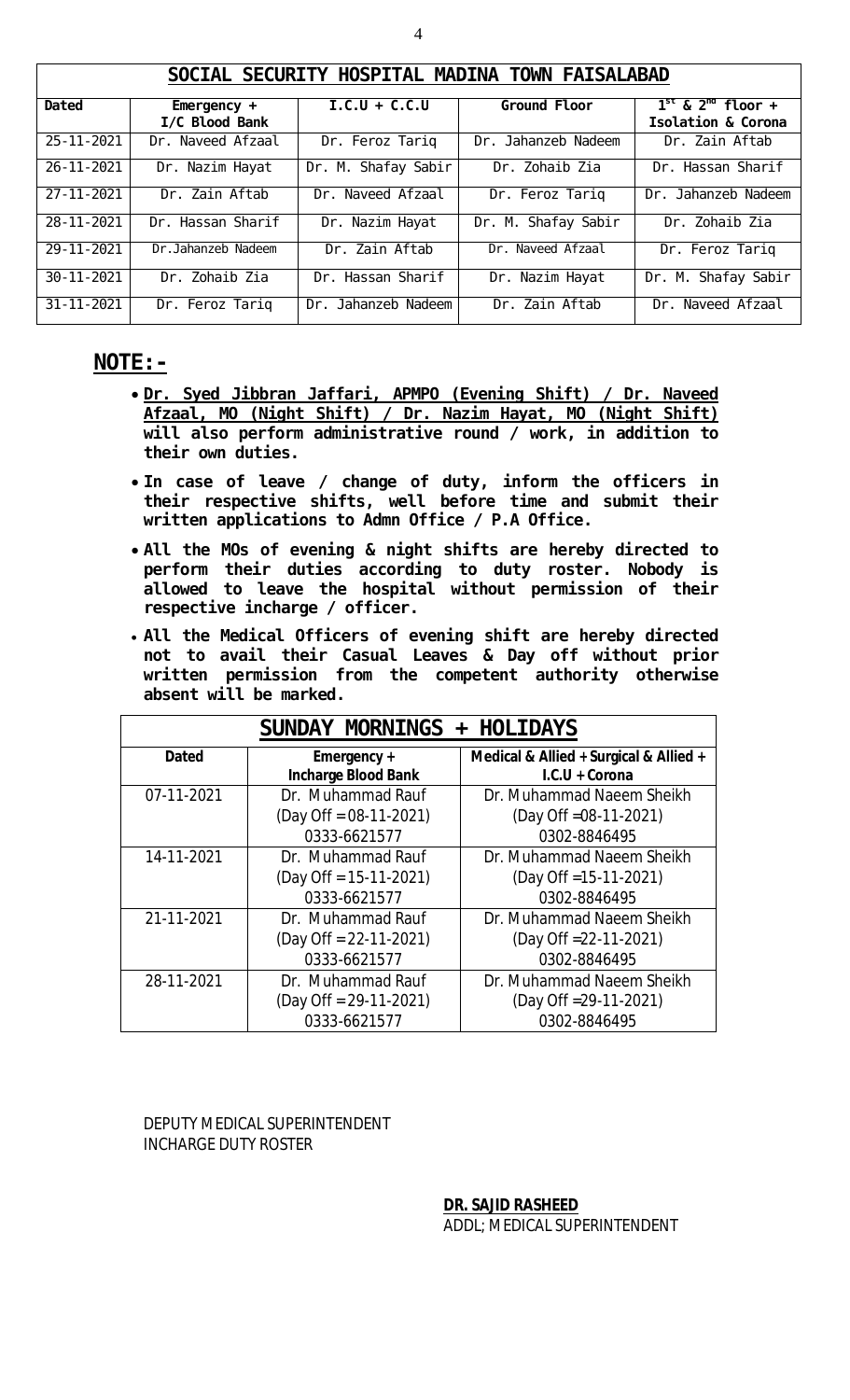| SOCIAL SECURITY HOSPITAL MADINA TOWN FAISALABAD | | | | |
|---|---|---|---|---|
| **Dated** | **Emergency + I/C Blood Bank** | **I.C.U + C.C.U** | **Ground Floor** | **$1^{st}$ & $2^{nd}$ floor + Isolation & Corona** |
| 25-11-2021 | Dr. Naveed Afzaal | Dr. Feroz Tariq | Dr. Jahanzeb Nadeem | Dr. Zain Aftab |
| 26-11-2021 | Dr. Nazim Hayat | Dr. M. Shafay Sabir | Dr. Zohaib Zia | Dr. Hassan Sharif |
| 27-11-2021 | Dr. Zain Aftab | Dr. Naveed Afzaal | Dr. Feroz Tariq | Dr. Jahanzeb Nadeem |
| 28-11-2021 | Dr. Hassan Sharif | Dr. Nazim Hayat | Dr. M. Shafay Sabir | Dr. Zohaib Zia |
| 29-11-2021 | Dr.Jahanzeb Nadeem | Dr. Zain Aftab | Dr. Naveed Afzaal | Dr. Feroz Tariq |
| 30-11-2021 | Dr. Zohaib Zia | Dr. Hassan Sharif | Dr. Nazim Hayat | Dr. M. Shafay Sabir |
| 31-11-2021 | Dr. Feroz Tariq | Dr. Jahanzeb Nadeem | Dr. Zain Aftab | Dr. Naveed Afzaal |

## NOTE:-

- **Dr. Syed Jibbran Jaffari, APMPO (Evening Shift) / Dr. Naveed Afzaal, MO (Night Shift) / Dr. Nazim Hayat, MO (Night Shift) will also perform administrative round / work, in addition to their own duties.**
- **In case of leave / change of duty, inform the officers in their respective shifts, well before time and submit their written applications to Admn Office / P.A Office.**
- **All the MOs of evening & night shifts are hereby directed to perform their duties according to duty roster. Nobody is allowed to leave the hospital without permission of their respective incharge / officer.**
- **All the Medical Officers of evening shift are hereby directed not to avail their Casual Leaves & Day off without prior written permission from the competent authority otherwise absent will be marked.**

| SUNDAY MORNINGS + HOLIDAYS | | |
|---|---|---|
| **Dated** | **Emergency + Incharge Blood Bank** | **Medical & Allied + Surgical & Allied + I.C.U + Corona** |
| 07-11-2021 | Dr. Muhammad Rauf (Day Off = 08-11-2021) 0333-6621577 | Dr. Muhammad Naeem Sheikh (Day Off =08-11-2021) 0302-8846495 |
| 14-11-2021 | Dr. Muhammad Rauf (Day Off = 15-11-2021) 0333-6621577 | Dr. Muhammad Naeem Sheikh (Day Off =15-11-2021) 0302-8846495 |
| 21-11-2021 | Dr. Muhammad Rauf (Day Off = 22-11-2021) 0333-6621577 | Dr. Muhammad Naeem Sheikh (Day Off =22-11-2021) 0302-8846495 |
| 28-11-2021 | Dr. Muhammad Rauf (Day Off = 29-11-2021) 0333-6621577 | Dr. Muhammad Naeem Sheikh (Day Off =29-11-2021) 0302-8846495 |

DEPUTY MEDICAL SUPERINTENDENT
INCHARGE DUTY ROSTER

**DR. SAJID RASHEED**
ADDL; MEDICAL SUPERINTENDENT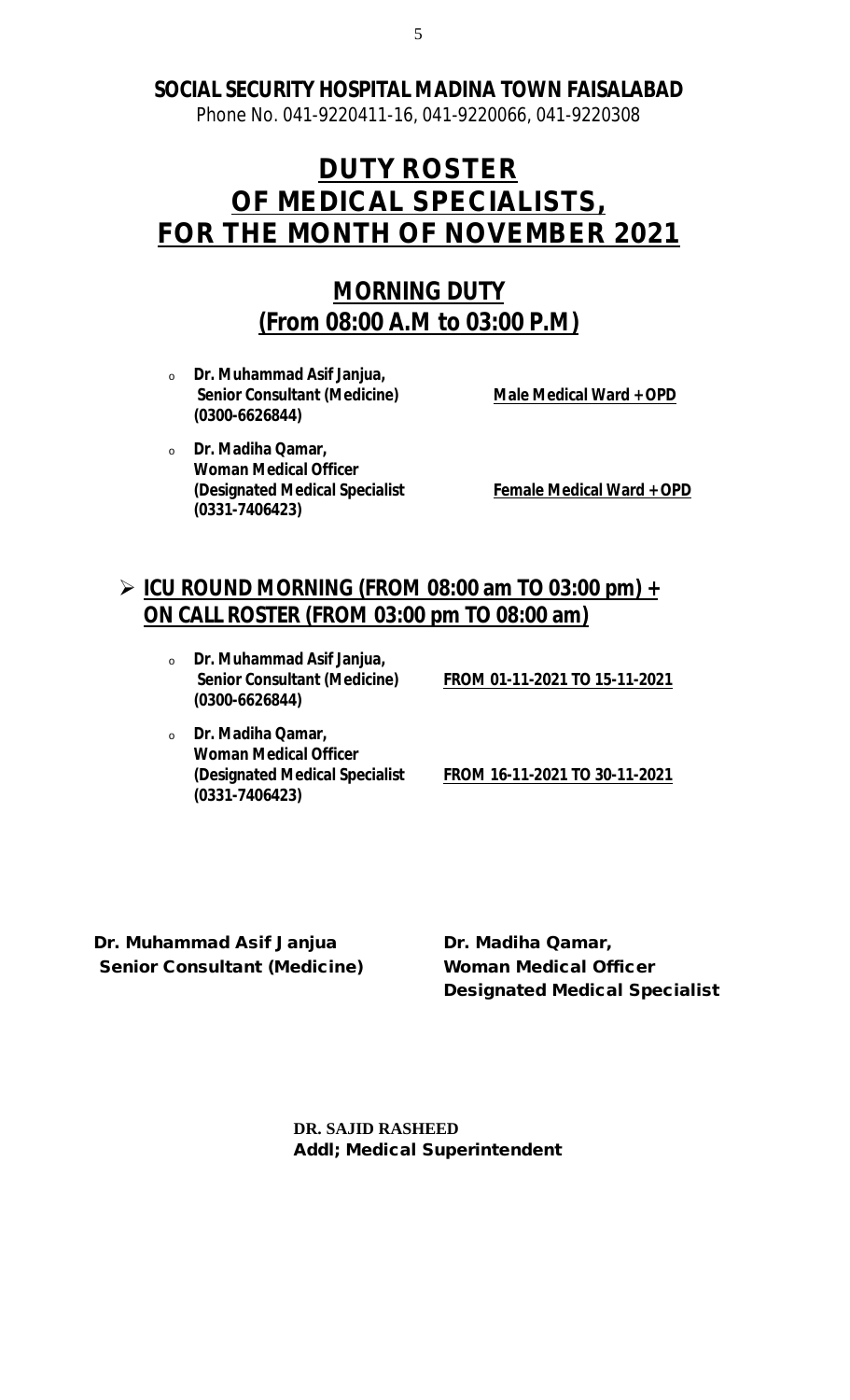**SOCIAL SECURITY HOSPITAL MADINA TOWN FAISALABAD**

Phone No. 041-9220411-16, 041-9220066, 041-9220308

# DUTY ROSTER OF MEDICAL SPECIALISTS, FOR THE MONTH OF NOVEMBER 2021

## MORNING DUTY (From 08:00 A.M to 03:00 P.M)

- **Dr. Muhammad Asif Janjua,**
  **Senior Consultant (Medicine)** — **Male Medical Ward + OPD**
  **(0300-6626844)**
- **Dr. Madiha Qamar,**
  **Woman Medical Officer**
  **(Designated Medical Specialist** — **Female Medical Ward + OPD**
  **(0331-7406423)**

## ICU ROUND MORNING (FROM 08:00 am TO 03:00 pm) + ON CALL ROSTER (FROM 03:00 pm TO 08:00 am)

- **Dr. Muhammad Asif Janjua,**
  **Senior Consultant (Medicine)** — **FROM 01-11-2021 TO 15-11-2021**
  **(0300-6626844)**
- **Dr. Madiha Qamar,**
  **Woman Medical Officer**
  **(Designated Medical Specialist** — **FROM 16-11-2021 TO 30-11-2021**
  **(0331-7406423)**

**Dr. Muhammad Asif Janjua**
**Senior Consultant (Medicine)**

**Dr. Madiha Qamar,**
**Woman Medical Officer**
**Designated Medical Specialist**

**DR. SAJID RASHEED**
**Addl; Medical Superintendent**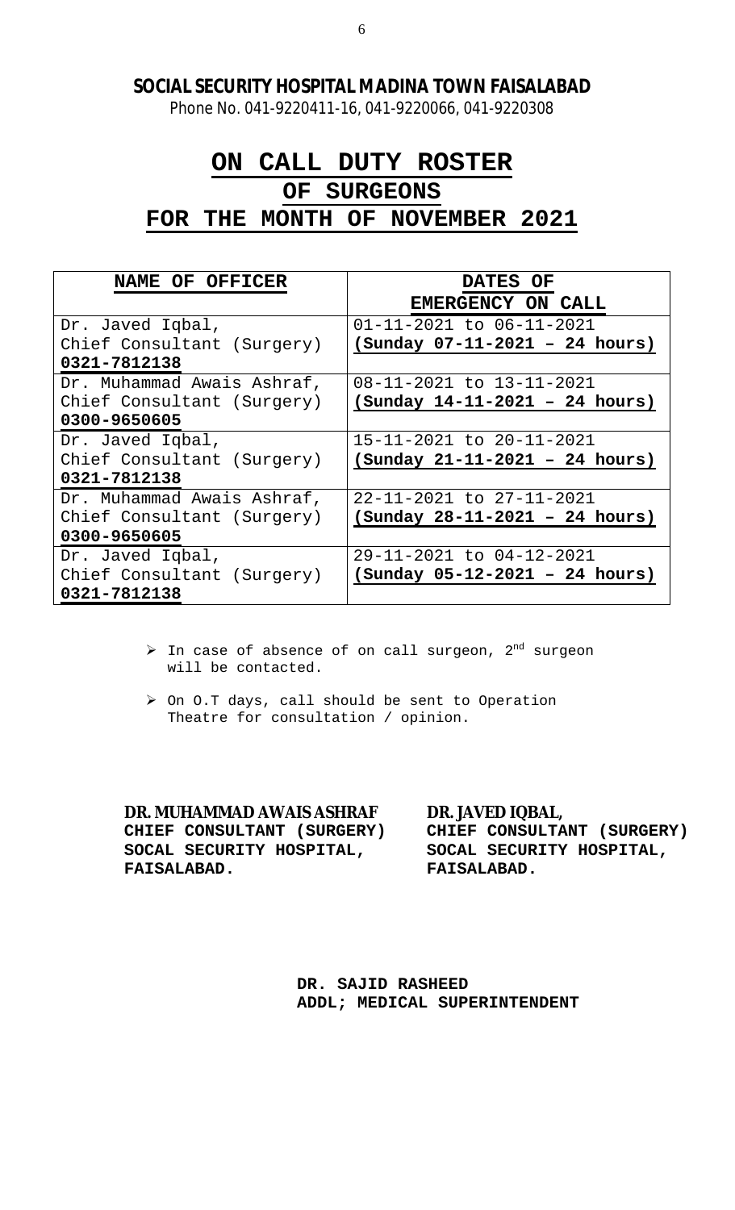**SOCIAL SECURITY HOSPITAL MADINA TOWN FAISALABAD**

Phone No. 041-9220411-16, 041-9220066, 041-9220308

# ON CALL DUTY ROSTER
## OF SURGEONS
## FOR THE MONTH OF NOVEMBER 2021

| NAME OF OFFICER | DATES OF EMERGENCY ON CALL |
|---|---|
| Dr. Javed Iqbal, Chief Consultant (Surgery) **0321-7812138** | 01-11-2021 to 06-11-2021 **(Sunday 07-11-2021 – 24 hours)** |
| Dr. Muhammad Awais Ashraf, Chief Consultant (Surgery) **0300-9650605** | 08-11-2021 to 13-11-2021 **(Sunday 14-11-2021 – 24 hours)** |
| Dr. Javed Iqbal, Chief Consultant (Surgery) **0321-7812138** | 15-11-2021 to 20-11-2021 **(Sunday 21-11-2021 – 24 hours)** |
| Dr. Muhammad Awais Ashraf, Chief Consultant (Surgery) **0300-9650605** | 22-11-2021 to 27-11-2021 **(Sunday 28-11-2021 – 24 hours)** |
| Dr. Javed Iqbal, Chief Consultant (Surgery) **0321-7812138** | 29-11-2021 to 04-12-2021 **(Sunday 05-12-2021 – 24 hours)** |

- In case of absence of on call surgeon, 2nd surgeon will be contacted.
- On O.T days, call should be sent to Operation Theatre for consultation / opinion.

**DR. MUHAMMAD AWAIS ASHRAF**
**CHIEF CONSULTANT (SURGERY)**
**SOCAL SECURITY HOSPITAL,**
**FAISALABAD.**

**DR. JAVED IQBAL,**
**CHIEF CONSULTANT (SURGERY)**
**SOCAL SECURITY HOSPITAL,**
**FAISALABAD.**

**DR. SAJID RASHEED**
**ADDL; MEDICAL SUPERINTENDENT**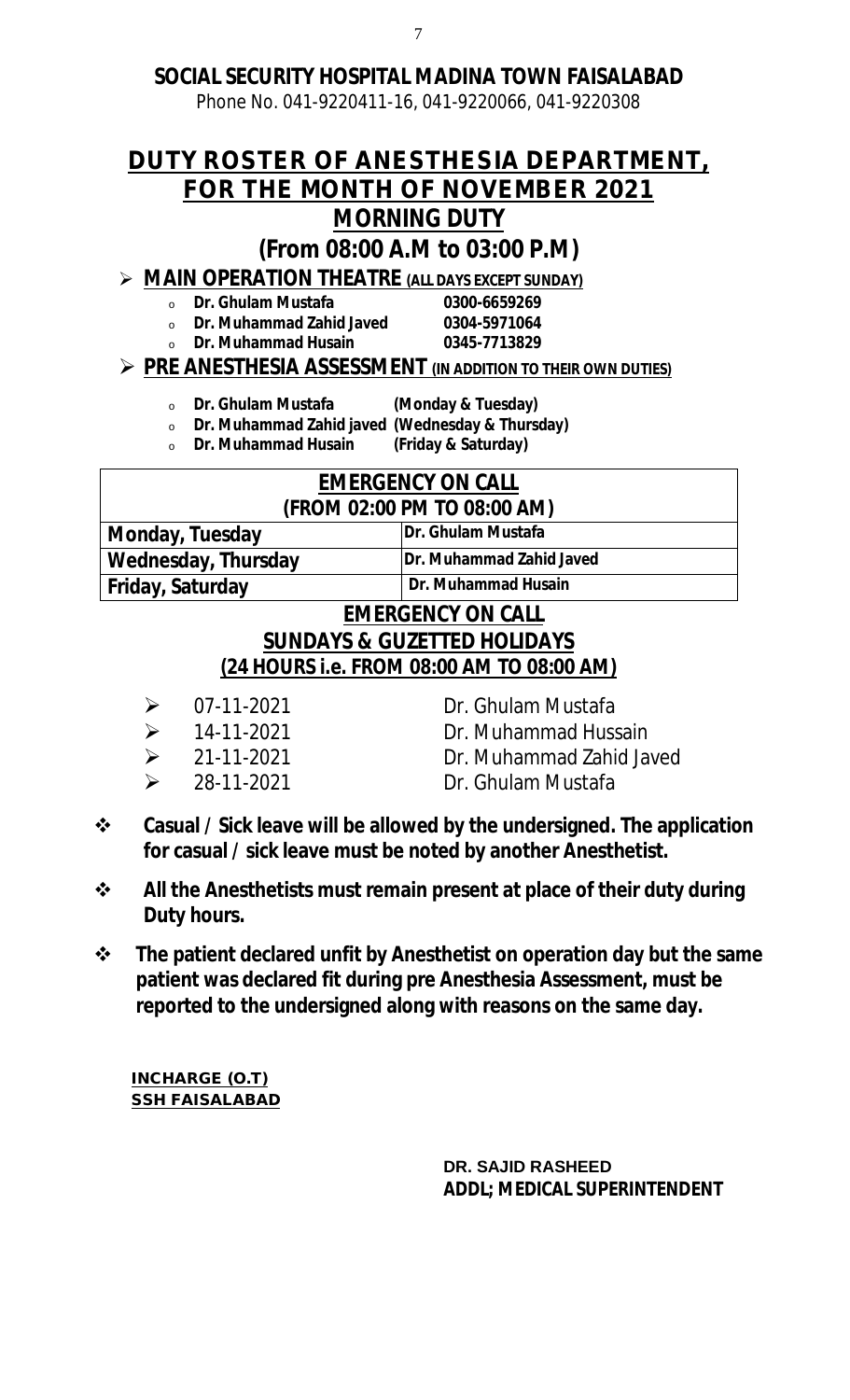**SOCIAL SECURITY HOSPITAL MADINA TOWN FAISALABAD**

Phone No. 041-9220411-16, 041-9220066, 041-9220308

# DUTY ROSTER OF ANESTHESIA DEPARTMENT, FOR THE MONTH OF NOVEMBER 2021

## MORNING DUTY

## (From 08:00 A.M to 03:00 P.M)

- **MAIN OPERATION THEATRE (ALL DAYS EXCEPT SUNDAY)**
  - **Dr. Ghulam Mustafa** **0300-6659269**
  - **Dr. Muhammad Zahid Javed** **0304-5971064**
  - **Dr. Muhammad Husain** **0345-7713829**
- **PRE ANESTHESIA ASSESSMENT (IN ADDITION TO THEIR OWN DUTIES)**
  - **Dr. Ghulam Mustafa** **(Monday & Tuesday)**
  - **Dr. Muhammad Zahid javed** **(Wednesday & Thursday)**
  - **Dr. Muhammad Husain** **(Friday & Saturday)**

| EMERGENCY ON CALL (FROM 02:00 PM TO 08:00 AM) | |
|---|---|
| **Monday, Tuesday** | **Dr. Ghulam Mustafa** |
| **Wednesday, Thursday** | **Dr. Muhammad Zahid Javed** |
| **Friday, Saturday** | **Dr. Muhammad Husain** |

### EMERGENCY ON CALL
### SUNDAYS & GUZETTED HOLIDAYS
### (24 HOURS i.e. FROM 08:00 AM TO 08:00 AM)

- 07-11-2021 Dr. Ghulam Mustafa
- 14-11-2021 Dr. Muhammad Hussain
- 21-11-2021 Dr. Muhammad Zahid Javed
- 28-11-2021 Dr. Ghulam Mustafa

- **Casual / Sick leave will be allowed by the undersigned. The application for casual / sick leave must be noted by another Anesthetist.**
- **All the Anesthetists must remain present at place of their duty during Duty hours.**
- **The patient declared unfit by Anesthetist on operation day but the same patient was declared fit during pre Anesthesia Assessment, must be reported to the undersigned along with reasons on the same day.**

**INCHARGE (O.T)**
**SSH FAISALABAD**

**DR. SAJID RASHEED**
**ADDL; MEDICAL SUPERINTENDENT**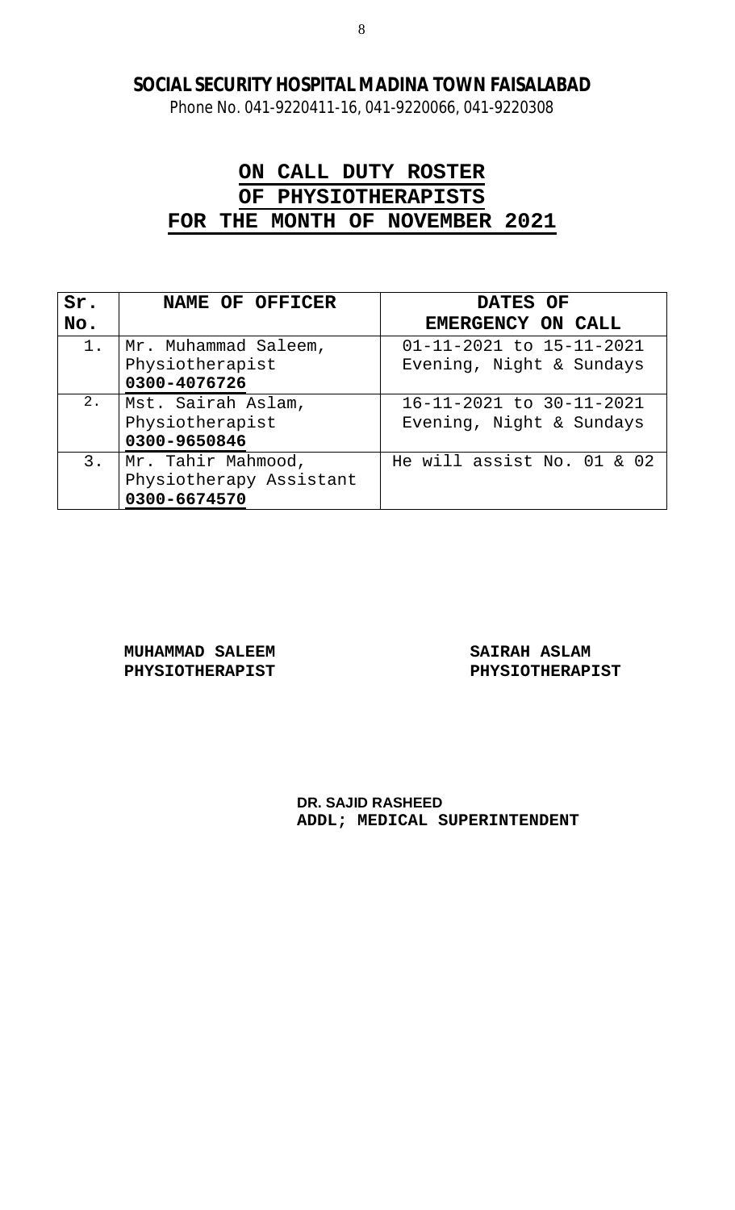**SOCIAL SECURITY HOSPITAL MADINA TOWN FAISALABAD**

Phone No. 041-9220411-16, 041-9220066, 041-9220308

# ON CALL DUTY ROSTER
# OF PHYSIOTHERAPISTS
# FOR THE MONTH OF NOVEMBER 2021

| Sr. No. | NAME OF OFFICER | DATES OF EMERGENCY ON CALL |
|---|---|---|
| 1. | Mr. Muhammad Saleem, Physiotherapist **0300-4076726** | 01-11-2021 to 15-11-2021 Evening, Night & Sundays |
| 2. | Mst. Sairah Aslam, Physiotherapist **0300-9650846** | 16-11-2021 to 30-11-2021 Evening, Night & Sundays |
| 3. | Mr. Tahir Mahmood, Physiotherapy Assistant **0300-6674570** | He will assist No. 01 & 02 |

**MUHAMMAD SALEEM**
**PHYSIOTHERAPIST**

**SAIRAH ASLAM**
**PHYSIOTHERAPIST**

**DR. SAJID RASHEED**
**ADDL; MEDICAL SUPERINTENDENT**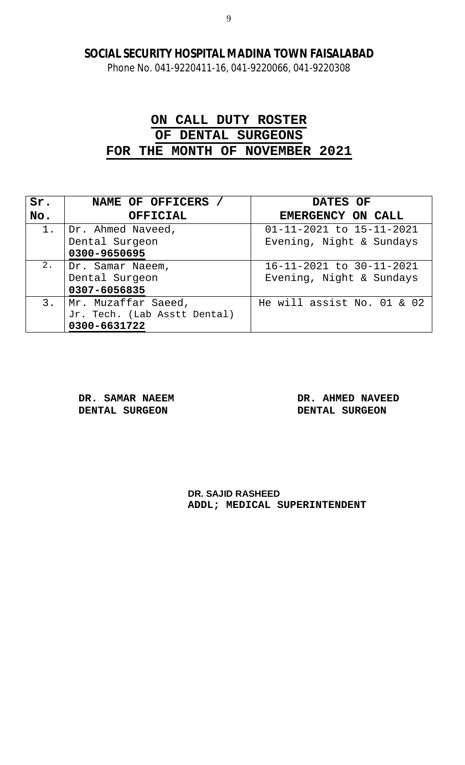**SOCIAL SECURITY HOSPITAL MADINA TOWN FAISALABAD**

Phone No. 041-9220411-16, 041-9220066, 041-9220308

# ON CALL DUTY ROSTER OF DENTAL SURGEONS FOR THE MONTH OF NOVEMBER 2021

| Sr. No. | NAME OF OFFICERS / OFFICIAL | DATES OF EMERGENCY ON CALL |
|---|---|---|
| 1. | Dr. Ahmed Naveed, Dental Surgeon **0300-9650695** | 01-11-2021 to 15-11-2021 Evening, Night & Sundays |
| 2. | Dr. Samar Naeem, Dental Surgeon **0307-6056835** | 16-11-2021 to 30-11-2021 Evening, Night & Sundays |
| 3. | Mr. Muzaffar Saeed, Jr. Tech. (Lab Asstt Dental) **0300-6631722** | He will assist No. 01 & 02 |

**DR. SAMAR NAEEM**
**DENTAL SURGEON**

**DR. AHMED NAVEED**
**DENTAL SURGEON**

**DR. SAJID RASHEED**
**ADDL; MEDICAL SUPERINTENDENT**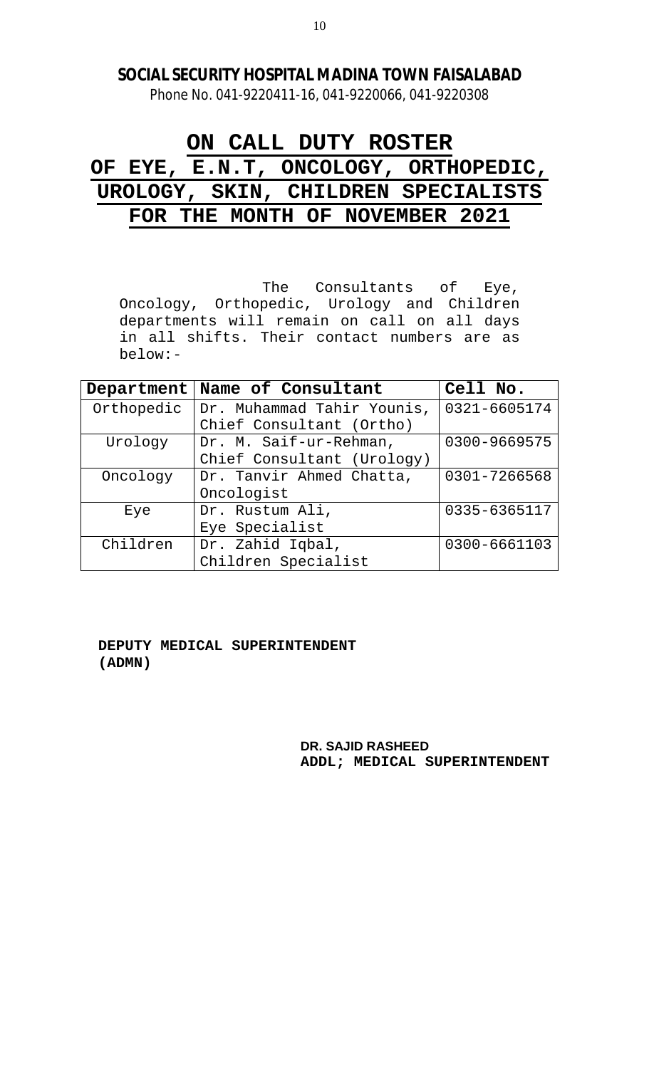**SOCIAL SECURITY HOSPITAL MADINA TOWN FAISALABAD**

Phone No. 041-9220411-16, 041-9220066, 041-9220308

# ON CALL DUTY ROSTER
# OF EYE, E.N.T, ONCOLOGY, ORTHOPEDIC, UROLOGY, SKIN, CHILDREN SPECIALISTS
# FOR THE MONTH OF NOVEMBER 2021

The Consultants of Eye, Oncology, Orthopedic, Urology and Children departments will remain on call on all days in all shifts. Their contact numbers are as below:-

| Department | Name of Consultant | Cell No. |
|---|---|---|
| Orthopedic | Dr. Muhammad Tahir Younis, Chief Consultant (Ortho) | 0321-6605174 |
| Urology | Dr. M. Saif-ur-Rehman, Chief Consultant (Urology) | 0300-9669575 |
| Oncology | Dr. Tanvir Ahmed Chatta, Oncologist | 0301-7266568 |
| Eye | Dr. Rustum Ali, Eye Specialist | 0335-6365117 |
| Children | Dr. Zahid Iqbal, Children Specialist | 0300-6661103 |

**DEPUTY MEDICAL SUPERINTENDENT (ADMN)**

**DR. SAJID RASHEED**
**ADDL; MEDICAL SUPERINTENDENT**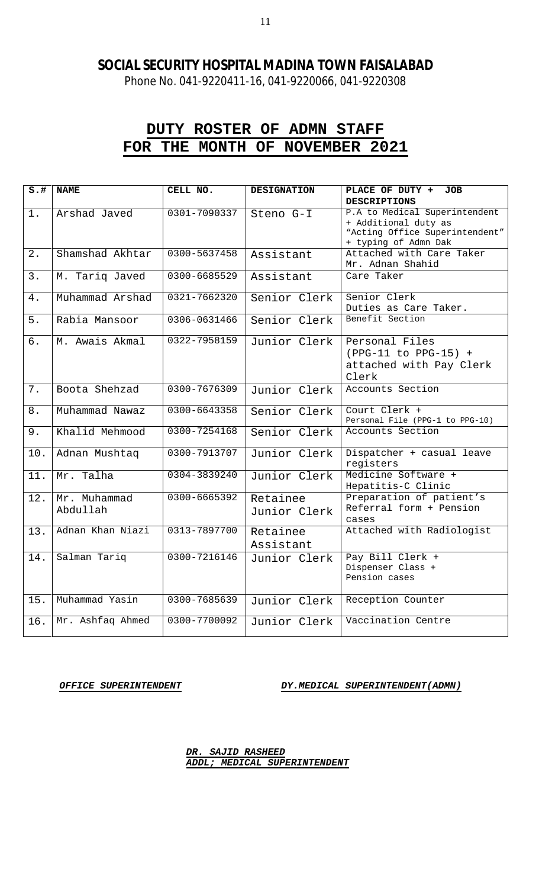## SOCIAL SECURITY HOSPITAL MADINA TOWN FAISALABAD

Phone No. 041-9220411-16, 041-9220066, 041-9220308

# DUTY ROSTER OF ADMN STAFF FOR THE MONTH OF NOVEMBER 2021

| S.# | NAME | CELL NO. | DESIGNATION | PLACE OF DUTY + JOB DESCRIPTIONS |
|---|---|---|---|---|
| 1. | Arshad Javed | 0301-7090337 | Steno G-I | P.A to Medical Superintendent + Additional duty as "Acting Office Superintendent" + typing of Admn Dak |
| 2. | Shamshad Akhtar | 0300-5637458 | Assistant | Attached with Care Taker Mr. Adnan Shahid |
| 3. | M. Tariq Javed | 0300-6685529 | Assistant | Care Taker |
| 4. | Muhammad Arshad | 0321-7662320 | Senior Clerk | Senior Clerk Duties as Care Taker. |
| 5. | Rabia Mansoor | 0306-0631466 | Senior Clerk | Benefit Section |
| 6. | M. Awais Akmal | 0322-7958159 | Junior Clerk | Personal Files (PPG-11 to PPG-15) + attached with Pay Clerk Clerk |
| 7. | Boota Shehzad | 0300-7676309 | Junior Clerk | Accounts Section |
| 8. | Muhammad Nawaz | 0300-6643358 | Senior Clerk | Court Clerk + Personal File (PPG-1 to PPG-10) |
| 9. | Khalid Mehmood | 0300-7254168 | Senior Clerk | Accounts Section |
| 10. | Adnan Mushtaq | 0300-7913707 | Junior Clerk | Dispatcher + casual leave registers |
| 11. | Mr. Talha | 0304-3839240 | Junior Clerk | Medicine Software + Hepatitis-C Clinic |
| 12. | Mr. Muhammad Abdullah | 0300-6665392 | Retainee Junior Clerk | Preparation of patient's Referral form + Pension cases |
| 13. | Adnan Khan Niazi | 0313-7897700 | Retainee Assistant | Attached with Radiologist |
| 14. | Salman Tariq | 0300-7216146 | Junior Clerk | Pay Bill Clerk + Dispenser Class + Pension cases |
| 15. | Muhammad Yasin | 0300-7685639 | Junior Clerk | Reception Counter |
| 16. | Mr. Ashfaq Ahmed | 0300-7700092 | Junior Clerk | Vaccination Centre |

***OFFICE SUPERINTENDENT***

***DY.MEDICAL SUPERINTENDENT(ADMN)***

***DR. SAJID RASHEED***
***ADDL; MEDICAL SUPERINTENDENT***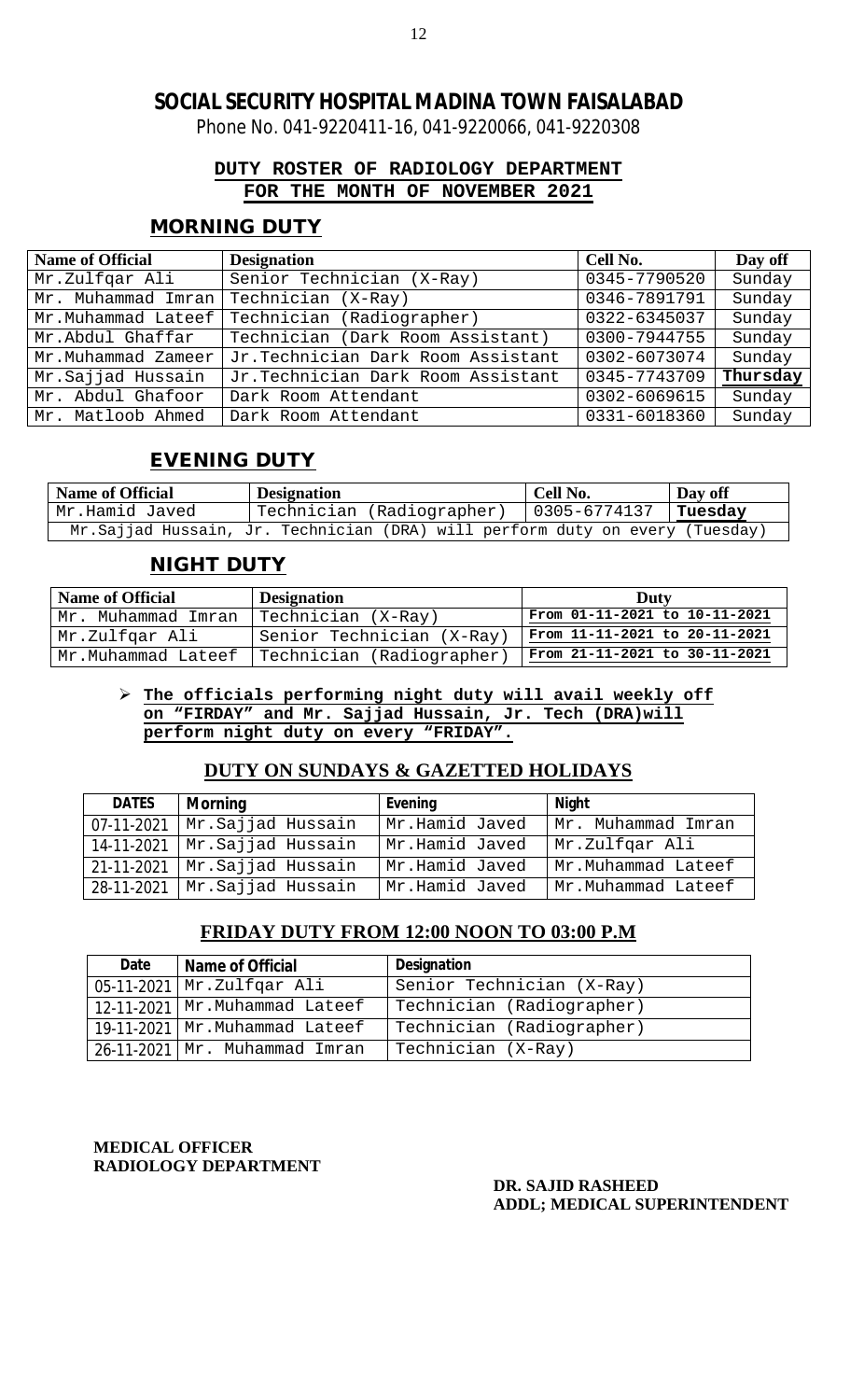# SOCIAL SECURITY HOSPITAL MADINA TOWN FAISALABAD

Phone No. 041-9220411-16, 041-9220066, 041-9220308

## DUTY ROSTER OF RADIOLOGY DEPARTMENT FOR THE MONTH OF NOVEMBER 2021

### MORNING DUTY

| Name of Official | Designation | Cell No. | Day off |
|---|---|---|---|
| Mr.Zulfqar Ali | Senior Technician (X-Ray) | 0345-7790520 | Sunday |
| Mr. Muhammad Imran | Technician (X-Ray) | 0346-7891791 | Sunday |
| Mr.Muhammad Lateef | Technician (Radiographer) | 0322-6345037 | Sunday |
| Mr.Abdul Ghaffar | Technician (Dark Room Assistant) | 0300-7944755 | Sunday |
| Mr.Muhammad Zameer | Jr.Technician Dark Room Assistant | 0302-6073074 | Sunday |
| Mr.Sajjad Hussain | Jr.Technician Dark Room Assistant | 0345-7743709 | **Thursday** |
| Mr. Abdul Ghafoor | Dark Room Attendant | 0302-6069615 | Sunday |
| Mr. Matloob Ahmed | Dark Room Attendant | 0331-6018360 | Sunday |

### EVENING DUTY

| Name of Official | Designation | Cell No. | Day off |
|---|---|---|---|
| Mr.Hamid Javed | Technician (Radiographer) | 0305-6774137 | **Tuesday** |
| Mr.Sajjad Hussain, Jr. Technician (DRA) will perform duty on every (Tuesday) | | | |

### NIGHT DUTY

| Name of Official | Designation | Duty |
|---|---|---|
| Mr. Muhammad Imran | Technician (X-Ray) | From 01-11-2021 to 10-11-2021 |
| Mr.Zulfqar Ali | Senior Technician (X-Ray) | From 11-11-2021 to 20-11-2021 |
| Mr.Muhammad Lateef | Technician (Radiographer) | From 21-11-2021 to 30-11-2021 |

- **The officials performing night duty will avail weekly off on "FIRDAY" and Mr. Sajjad Hussain, Jr. Tech (DRA)will perform night duty on every "FRIDAY".**

### DUTY ON SUNDAYS & GAZETTED HOLIDAYS

| DATES | Morning | Evening | Night |
|---|---|---|---|
| 07-11-2021 | Mr.Sajjad Hussain | Mr.Hamid Javed | Mr. Muhammad Imran |
| 14-11-2021 | Mr.Sajjad Hussain | Mr.Hamid Javed | Mr.Zulfqar Ali |
| 21-11-2021 | Mr.Sajjad Hussain | Mr.Hamid Javed | Mr.Muhammad Lateef |
| 28-11-2021 | Mr.Sajjad Hussain | Mr.Hamid Javed | Mr.Muhammad Lateef |

### FRIDAY DUTY FROM 12:00 NOON TO 03:00 P.M

| Date | Name of Official | Designation |
|---|---|---|
| 05-11-2021 | Mr.Zulfqar Ali | Senior Technician (X-Ray) |
| 12-11-2021 | Mr.Muhammad Lateef | Technician (Radiographer) |
| 19-11-2021 | Mr.Muhammad Lateef | Technician (Radiographer) |
| 26-11-2021 | Mr. Muhammad Imran | Technician (X-Ray) |

**MEDICAL OFFICER**
**RADIOLOGY DEPARTMENT**

**DR. SAJID RASHEED**
**ADDL; MEDICAL SUPERINTENDENT**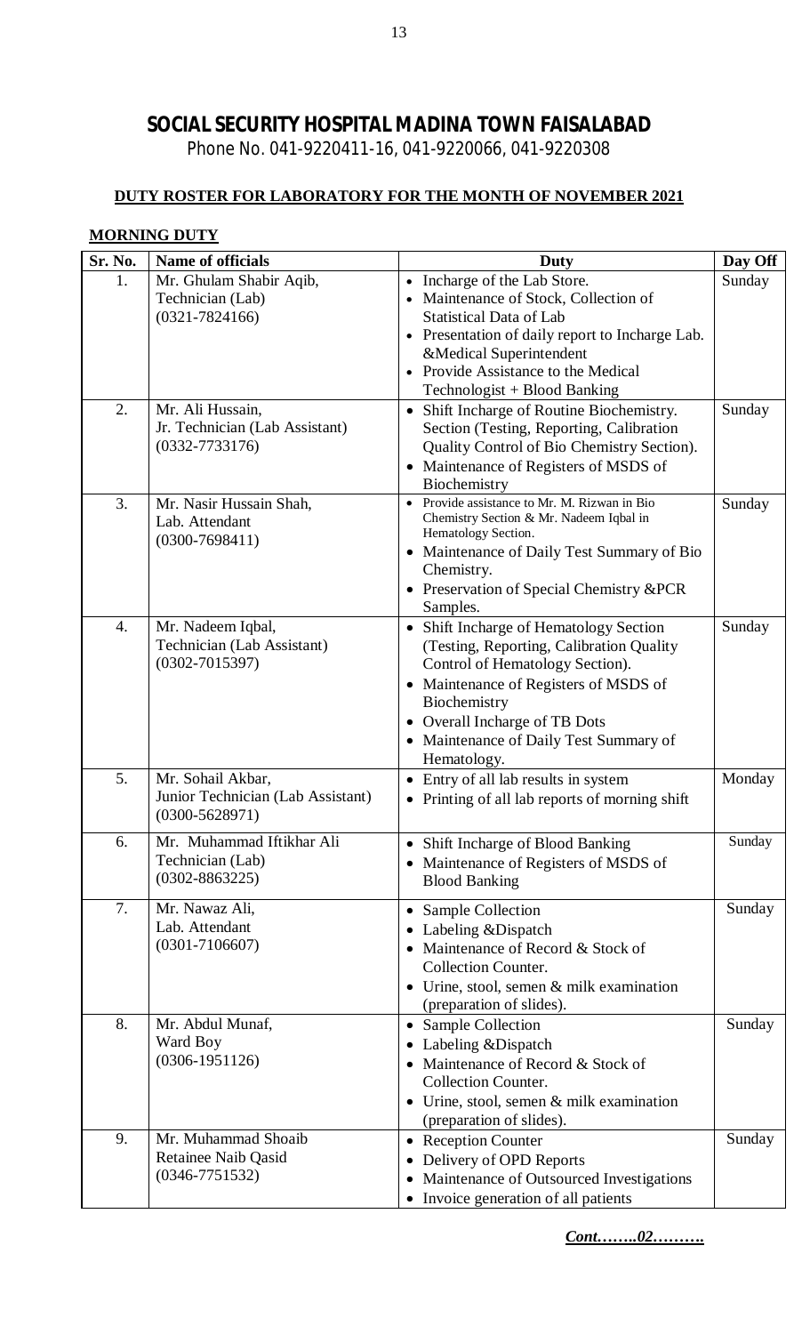# SOCIAL SECURITY HOSPITAL MADINA TOWN FAISALABAD

Phone No. 041-9220411-16, 041-9220066, 041-9220308

**DUTY ROSTER FOR LABORATORY FOR THE MONTH OF NOVEMBER 2021**

**MORNING DUTY**

| Sr. No. | Name of officials | Duty | Day Off |
|---|---|---|---|
| 1. | Mr. Ghulam Shabir Aqib,<br>Technician (Lab)<br>(0321-7824166) | • Incharge of the Lab Store.<br>• Maintenance of Stock, Collection of Statistical Data of Lab<br>• Presentation of daily report to Incharge Lab. &Medical Superintendent<br>• Provide Assistance to the Medical Technologist + Blood Banking | Sunday |
| 2. | Mr. Ali Hussain,<br>Jr. Technician (Lab Assistant)<br>(0332-7733176) | • Shift Incharge of Routine Biochemistry. Section (Testing, Reporting, Calibration Quality Control of Bio Chemistry Section).<br>• Maintenance of Registers of MSDS of Biochemistry | Sunday |
| 3. | Mr. Nasir Hussain Shah,<br>Lab. Attendant<br>(0300-7698411) | • Provide assistance to Mr. M. Rizwan in Bio Chemistry Section & Mr. Nadeem Iqbal in Hematology Section.<br>• Maintenance of Daily Test Summary of Bio Chemistry.<br>• Preservation of Special Chemistry &PCR Samples. | Sunday |
| 4. | Mr. Nadeem Iqbal,<br>Technician (Lab Assistant)<br>(0302-7015397) | • Shift Incharge of Hematology Section (Testing, Reporting, Calibration Quality Control of Hematology Section).<br>• Maintenance of Registers of MSDS of Biochemistry<br>• Overall Incharge of TB Dots<br>• Maintenance of Daily Test Summary of Hematology. | Sunday |
| 5. | Mr. Sohail Akbar,<br>Junior Technician (Lab Assistant)<br>(0300-5628971) | • Entry of all lab results in system<br>• Printing of all lab reports of morning shift | Monday |
| 6. | Mr. Muhammad Iftikhar Ali<br>Technician (Lab)<br>(0302-8863225) | • Shift Incharge of Blood Banking<br>• Maintenance of Registers of MSDS of Blood Banking | Sunday |
| 7. | Mr. Nawaz Ali,<br>Lab. Attendant<br>(0301-7106607) | • Sample Collection<br>• Labeling &Dispatch<br>• Maintenance of Record & Stock of Collection Counter.<br>• Urine, stool, semen & milk examination (preparation of slides). | Sunday |
| 8. | Mr. Abdul Munaf,<br>Ward Boy<br>(0306-1951126) | • Sample Collection<br>• Labeling &Dispatch<br>• Maintenance of Record & Stock of Collection Counter.<br>• Urine, stool, semen & milk examination (preparation of slides). | Sunday |
| 9. | Mr. Muhammad Shoaib<br>Retainee Naib Qasid<br>(0346-7751532) | • Reception Counter<br>• Delivery of OPD Reports<br>• Maintenance of Outsourced Investigations<br>• Invoice generation of all patients | Sunday |

***Cont……..02……….***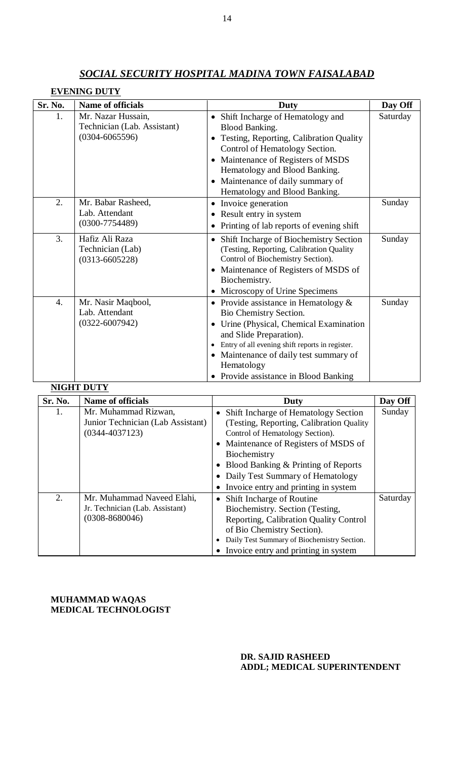# *SOCIAL SECURITY HOSPITAL MADINA TOWN FAISALABAD*

**EVENING DUTY**

| Sr. No. | Name of officials | Duty | Day Off |
|---|---|---|---|
| 1. | Mr. Nazar Hussain, Technician (Lab. Assistant) (0304-6065596) | • Shift Incharge of Hematology and Blood Banking. • Testing, Reporting, Calibration Quality Control of Hematology Section. • Maintenance of Registers of MSDS Hematology and Blood Banking. • Maintenance of daily summary of Hematology and Blood Banking. | Saturday |
| 2. | Mr. Babar Rasheed, Lab. Attendant (0300-7754489) | • Invoice generation • Result entry in system • Printing of lab reports of evening shift | Sunday |
| 3. | Hafiz Ali Raza Technician (Lab) (0313-6605228) | • Shift Incharge of Biochemistry Section (Testing, Reporting, Calibration Quality Control of Biochemistry Section). • Maintenance of Registers of MSDS of Biochemistry. • Microscopy of Urine Specimens | Sunday |
| 4. | Mr. Nasir Maqbool, Lab. Attendant (0322-6007942) | • Provide assistance in Hematology & Bio Chemistry Section. • Urine (Physical, Chemical Examination and Slide Preparation). • Entry of all evening shift reports in register. • Maintenance of daily test summary of Hematology • Provide assistance in Blood Banking | Sunday |

**NIGHT DUTY**

| Sr. No. | Name of officials | Duty | Day Off |
|---|---|---|---|
| 1. | Mr. Muhammad Rizwan, Junior Technician (Lab Assistant) (0344-4037123) | • Shift Incharge of Hematology Section (Testing, Reporting, Calibration Quality Control of Hematology Section). • Maintenance of Registers of MSDS of Biochemistry • Blood Banking & Printing of Reports • Daily Test Summary of Hematology • Invoice entry and printing in system | Sunday |
| 2. | Mr. Muhammad Naveed Elahi, Jr. Technician (Lab. Assistant) (0308-8680046) | • Shift Incharge of Routine Biochemistry. Section (Testing, Reporting, Calibration Quality Control of Bio Chemistry Section). • Daily Test Summary of Biochemistry Section. • Invoice entry and printing in system | Saturday |

**MUHAMMAD WAQAS**
**MEDICAL TECHNOLOGIST**

**DR. SAJID RASHEED**
**ADDL; MEDICAL SUPERINTENDENT**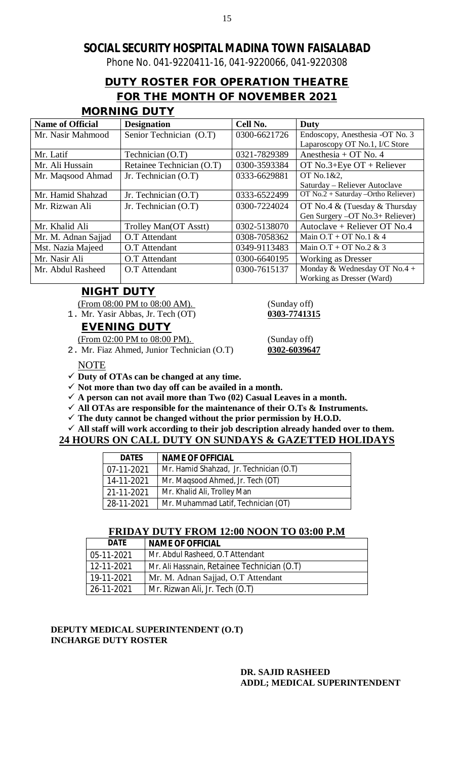# SOCIAL SECURITY HOSPITAL MADINA TOWN FAISALABAD

Phone No. 041-9220411-16, 041-9220066, 041-9220308

## DUTY ROSTER FOR OPERATION THEATRE
## FOR THE MONTH OF NOVEMBER 2021

### MORNING DUTY

| Name of Official | Designation | Cell No. | Duty |
|---|---|---|---|
| Mr. Nasir Mahmood | Senior Technician (O.T) | 0300-6621726 | Endoscopy, Anesthesia -OT No. 3 Laparoscopy OT No.1, I/C Store |
| Mr. Latif | Technician (O.T) | 0321-7829389 | Anesthesia + OT No. 4 |
| Mr. Ali Hussain | Retainee Technician (O.T) | 0300-3593384 | OT No.3+Eye OT + Reliever |
| Mr. Maqsood Ahmad | Jr. Technician (O.T) | 0333-6629881 | OT No.1&2, Saturday – Reliever Autoclave |
| Mr. Hamid Shahzad | Jr. Technician (O.T) | 0333-6522499 | OT No.2 + Saturday –Ortho Reliever) |
| Mr. Rizwan Ali | Jr. Technician (O.T) | 0300-7224024 | OT No.4 & (Tuesday & Thursday Gen Surgery –OT No.3+ Reliever) |
| Mr. Khalid Ali | Trolley Man(OT Asstt) | 0302-5138070 | Autoclave + Reliever OT No.4 |
| Mr. M. Adnan Sajjad | O.T Attendant | 0308-7058362 | Main O.T + OT No.1 & 4 |
| Mst. Nazia Majeed | O.T Attendant | 0349-9113483 | Main O.T + OT No.2 & 3 |
| Mr. Nasir Ali | O.T Attendant | 0300-6640195 | Working as Dresser |
| Mr. Abdul Rasheed | O.T Attendant | 0300-7615137 | Monday & Wednesday OT No.4 + Working as Dresser (Ward) |

### NIGHT DUTY

(From 08:00 PM to 08:00 AM). (Sunday off)

1. Mr. Yasir Abbas, Jr. Tech (OT) **0303-7741315**

### EVENING DUTY

(From 02:00 PM to 08:00 PM). (Sunday off)

2. Mr. Fiaz Ahmed, Junior Technician (O.T) **0302-6039647**

NOTE

- ✓ **Duty of OTAs can be changed at any time.**
- ✓ **Not more than two day off can be availed in a month.**
- ✓ **A person can not avail more than Two (02) Casual Leaves in a month.**
- ✓ **All OTAs are responsible for the maintenance of their O.Ts & Instruments.**
- ✓ **The duty cannot be changed without the prior permission by H.O.D.**
- ✓ **All staff will work according to their job description already handed over to them.**

## 24 HOURS ON CALL DUTY ON SUNDAYS & GAZETTED HOLIDAYS

| DATES | NAME OF OFFICIAL |
|---|---|
| 07-11-2021 | Mr. Hamid Shahzad, Jr. Technician (O.T) |
| 14-11-2021 | Mr. Maqsood Ahmed, Jr. Tech (OT) |
| 21-11-2021 | Mr. Khalid Ali, Trolley Man |
| 28-11-2021 | Mr. Muhammad Latif, Technician (OT) |

## FRIDAY DUTY FROM 12:00 NOON TO 03:00 P.M

| DATE | NAME OF OFFICIAL |
|---|---|
| 05-11-2021 | Mr. Abdul Rasheed, O.T Attendant |
| 12-11-2021 | Mr. Ali Hassnain, Retainee Technician (O.T) |
| 19-11-2021 | Mr. M. Adnan Sajjad, O.T Attendant |
| 26-11-2021 | Mr. Rizwan Ali, Jr. Tech (O.T) |

**DEPUTY MEDICAL SUPERINTENDENT (O.T)**
**INCHARGE DUTY ROSTER**

**DR. SAJID RASHEED**
**ADDL; MEDICAL SUPERINTENDENT**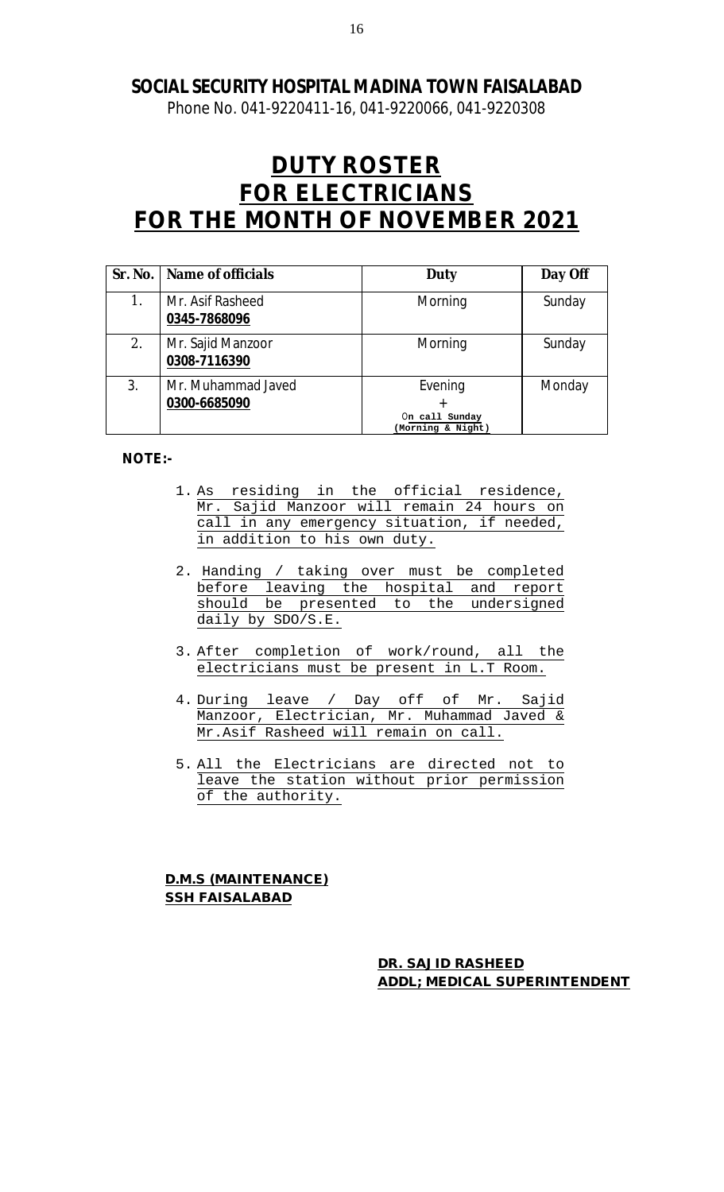## SOCIAL SECURITY HOSPITAL MADINA TOWN FAISALABAD

Phone No. 041-9220411-16, 041-9220066, 041-9220308

# DUTY ROSTER
# FOR ELECTRICIANS
# FOR THE MONTH OF NOVEMBER 2021

| Sr. No. | Name of officials | Duty | Day Off |
|---|---|---|---|
| 1. | Mr. Asif Rasheed **0345-7868096** | Morning | Sunday |
| 2. | Mr. Sajid Manzoor **0308-7116390** | Morning | Sunday |
| 3. | Mr. Muhammad Javed **0300-6685090** | Evening + On call Sunday (Morning & Night) | Monday |

**NOTE:-**

1. As residing in the official residence, Mr. Sajid Manzoor will remain 24 hours on call in any emergency situation, if needed, in addition to his own duty.
2. Handing / taking over must be completed before leaving the hospital and report should be presented to the undersigned daily by SDO/S.E.
3. After completion of work/round, all the electricians must be present in L.T Room.
4. During leave / Day off of Mr. Sajid Manzoor, Electrician, Mr. Muhammad Javed & Mr.Asif Rasheed will remain on call.
5. All the Electricians are directed not to leave the station without prior permission of the authority.

**D.M.S (MAINTENANCE)**
**SSH FAISALABAD**

**DR. SAJID RASHEED**
**ADDL; MEDICAL SUPERINTENDENT**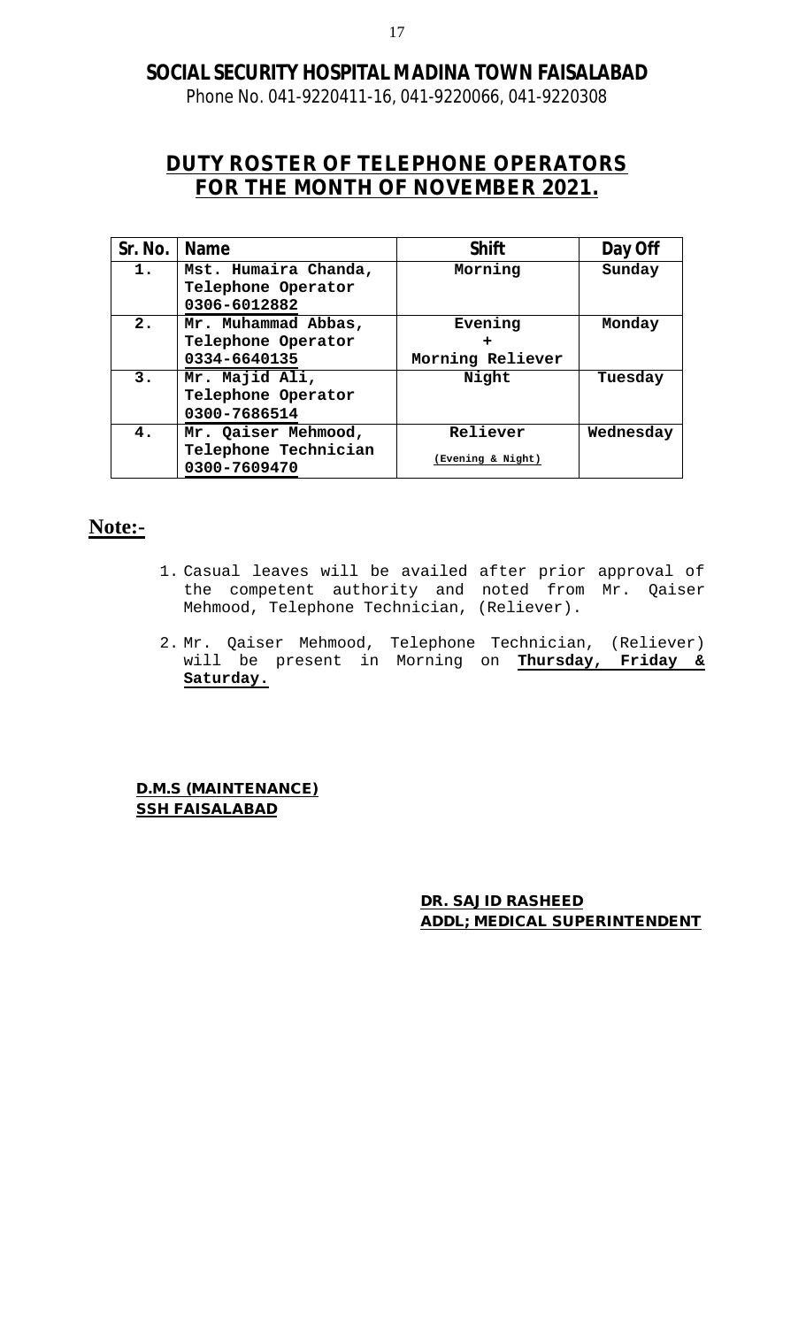# SOCIAL SECURITY HOSPITAL MADINA TOWN FAISALABAD

Phone No. 041-9220411-16, 041-9220066, 041-9220308

## DUTY ROSTER OF TELEPHONE OPERATORS FOR THE MONTH OF NOVEMBER 2021.

| Sr. No. | Name | Shift | Day Off |
|---|---|---|---|
| 1. | **Mst. Humaira Chanda, Telephone Operator 0306-6012882** | **Morning** | **Sunday** |
| 2. | **Mr. Muhammad Abbas, Telephone Operator 0334-6640135** | **Evening + Morning Reliever** | **Monday** |
| 3. | **Mr. Majid Ali, Telephone Operator 0300-7686514** | **Night** | **Tuesday** |
| 4. | **Mr. Qaiser Mehmood, Telephone Technician 0300-7609470** | **Reliever (Evening & Night)** | **Wednesday** |

**Note:-**

1. Casual leaves will be availed after prior approval of the competent authority and noted from Mr. Qaiser Mehmood, Telephone Technician, (Reliever).
2. Mr. Qaiser Mehmood, Telephone Technician, (Reliever) will be present in Morning on **Thursday, Friday & Saturday.**

**D.M.S (MAINTENANCE)**
**SSH FAISALABAD**

**DR. SAJID RASHEED**
**ADDL; MEDICAL SUPERINTENDENT**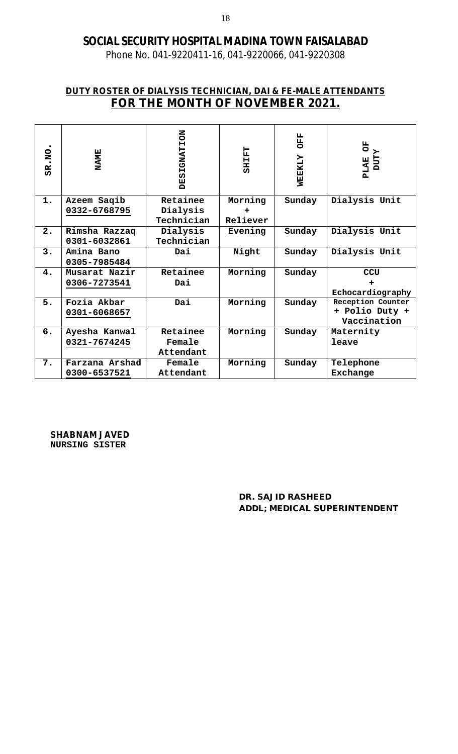# SOCIAL SECURITY HOSPITAL MADINA TOWN FAISALABAD

Phone No. 041-9220411-16, 041-9220066, 041-9220308

## DUTY ROSTER OF DIALYSIS TECHNICIAN, DAI & FE-MALE ATTENDANTS

## FOR THE MONTH OF NOVEMBER 2021.

| SR.NO. | NAME | DESIGNATION | SHIFT | WEEKLY OFF | PLAE OF DUTY |
|---|---|---|---|---|---|
| 1. | Azeem Saqib 0332-6768795 | Retainee Dialysis Technician | Morning + Reliever | Sunday | Dialysis Unit |
| 2. | Rimsha Razzaq 0301-6032861 | Dialysis Technician | Evening | Sunday | Dialysis Unit |
| 3. | Amina Bano 0305-7985484 | Dai | Night | Sunday | Dialysis Unit |
| 4. | Musarat Nazir 0306-7273541 | Retainee Dai | Morning | Sunday | CCU + Echocardiography |
| 5. | Fozia Akbar 0301-6068657 | Dai | Morning | Sunday | Reception Counter + Polio Duty + Vaccination |
| 6. | Ayesha Kanwal 0321-7674245 | Retainee Female Attendant | Morning | Sunday | Maternity leave |
| 7. | Farzana Arshad 0300-6537521 | Female Attendant | Morning | Sunday | Telephone Exchange |

**SHABNAM JAVED**
**NURSING SISTER**

**DR. SAJID RASHEED**
**ADDL; MEDICAL SUPERINTENDENT**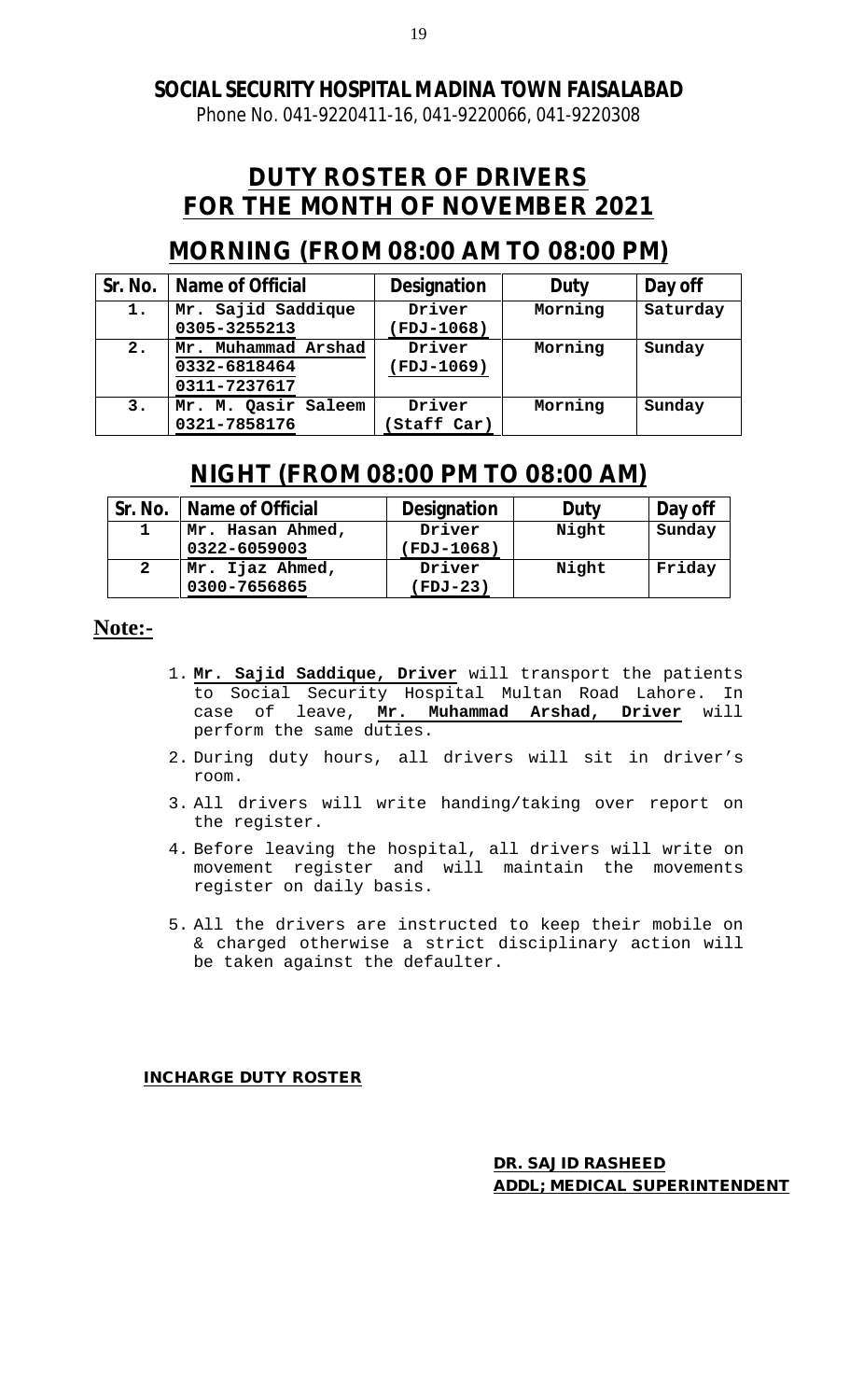**SOCIAL SECURITY HOSPITAL MADINA TOWN FAISALABAD**
Phone No. 041-9220411-16, 041-9220066, 041-9220308

# DUTY ROSTER OF DRIVERS FOR THE MONTH OF NOVEMBER 2021

## MORNING (FROM 08:00 AM TO 08:00 PM)

| Sr. No. | Name of Official | Designation | Duty | Day off |
|---|---|---|---|---|
| 1. | **Mr. Sajid Saddique** **0305-3255213** | Driver (FDJ-1068) | Morning | Saturday |
| 2. | **Mr. Muhammad Arshad** **0332-6818464** **0311-7237617** | Driver (FDJ-1069) | Morning | Sunday |
| 3. | **Mr. M. Qasir Saleem** **0321-7858176** | Driver (Staff Car) | Morning | Sunday |

## NIGHT (FROM 08:00 PM TO 08:00 AM)

| Sr. No. | Name of Official | Designation | Duty | Day off |
|---|---|---|---|---|
| 1 | **Mr. Hasan Ahmed,** **0322-6059003** | Driver (FDJ-1068) | Night | Sunday |
| 2 | **Mr. Ijaz Ahmed,** **0300-7656865** | Driver (FDJ-23) | Night | Friday |

**Note:-**

1. **Mr. Sajid Saddique, Driver** will transport the patients to Social Security Hospital Multan Road Lahore. In case of leave, **Mr. Muhammad Arshad, Driver** will perform the same duties.
2. During duty hours, all drivers will sit in driver's room.
3. All drivers will write handing/taking over report on the register.
4. Before leaving the hospital, all drivers will write on movement register and will maintain the movements register on daily basis.
5. All the drivers are instructed to keep their mobile on & charged otherwise a strict disciplinary action will be taken against the defaulter.

**INCHARGE DUTY ROSTER**

**DR. SAJID RASHEED**
**ADDL; MEDICAL SUPERINTENDENT**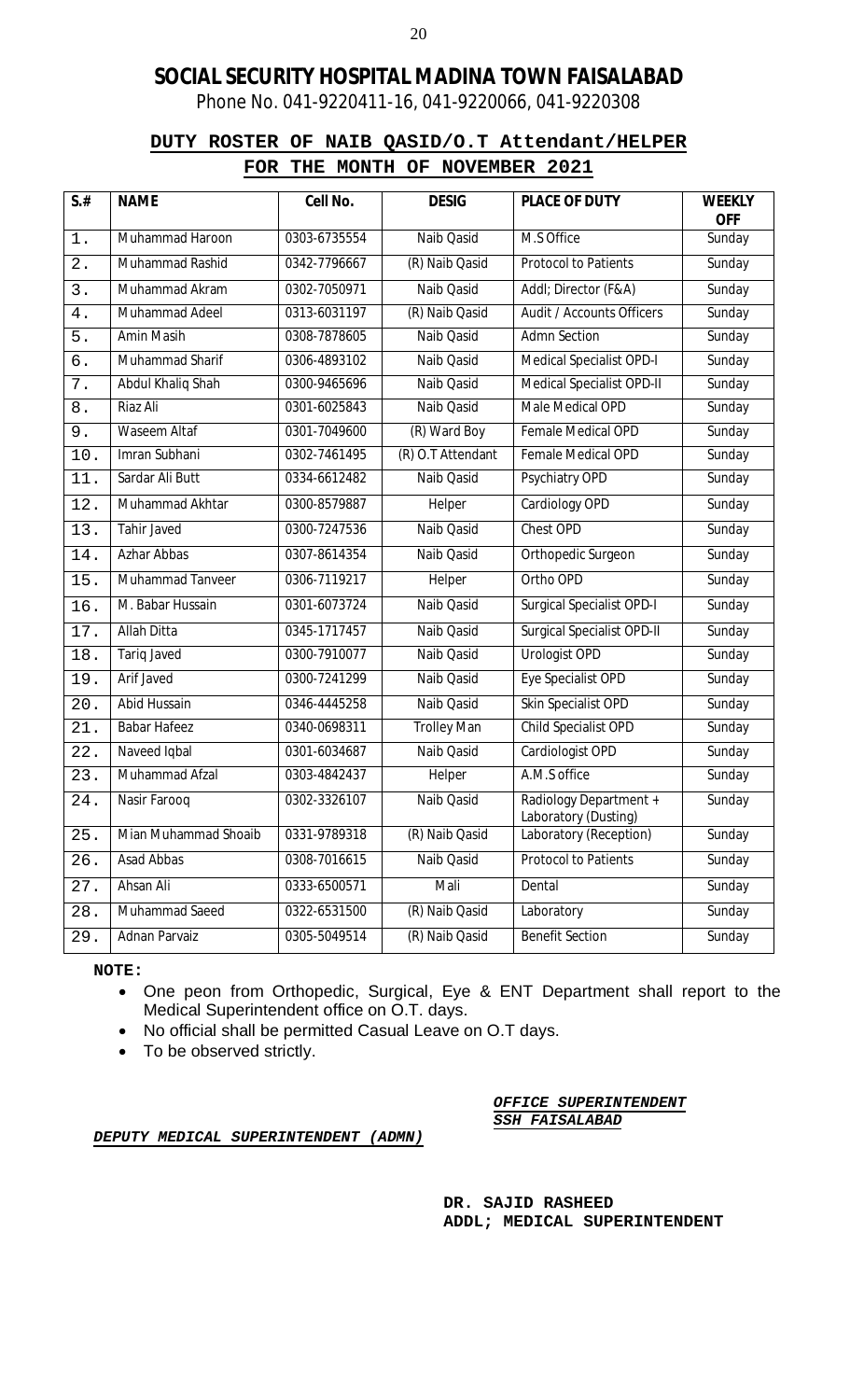# SOCIAL SECURITY HOSPITAL MADINA TOWN FAISALABAD

Phone No. 041-9220411-16, 041-9220066, 041-9220308

## DUTY ROSTER OF NAIB QASID/O.T Attendant/HELPER FOR THE MONTH OF NOVEMBER 2021

| S.# | NAME | Cell No. | DESIG | PLACE OF DUTY | WEEKLY OFF |
|---|---|---|---|---|---|
| 1. | Muhammad Haroon | 0303-6735554 | Naib Qasid | M.S Office | Sunday |
| 2. | Muhammad Rashid | 0342-7796667 | (R) Naib Qasid | Protocol to Patients | Sunday |
| 3. | Muhammad Akram | 0302-7050971 | Naib Qasid | Addl; Director (F&A) | Sunday |
| 4. | Muhammad Adeel | 0313-6031197 | (R) Naib Qasid | Audit / Accounts Officers | Sunday |
| 5. | Amin Masih | 0308-7878605 | Naib Qasid | Admn Section | Sunday |
| 6. | Muhammad Sharif | 0306-4893102 | Naib Qasid | Medical Specialist OPD-I | Sunday |
| 7. | Abdul Khaliq Shah | 0300-9465696 | Naib Qasid | Medical Specialist OPD-II | Sunday |
| 8. | Riaz Ali | 0301-6025843 | Naib Qasid | Male Medical OPD | Sunday |
| 9. | Waseem Altaf | 0301-7049600 | (R) Ward Boy | Female Medical OPD | Sunday |
| 10. | Imran Subhani | 0302-7461495 | (R) O.T Attendant | Female Medical OPD | Sunday |
| 11. | Sardar Ali Butt | 0334-6612482 | Naib Qasid | Psychiatry OPD | Sunday |
| 12. | Muhammad Akhtar | 0300-8579887 | Helper | Cardiology OPD | Sunday |
| 13. | Tahir Javed | 0300-7247536 | Naib Qasid | Chest OPD | Sunday |
| 14. | Azhar Abbas | 0307-8614354 | Naib Qasid | Orthopedic Surgeon | Sunday |
| 15. | Muhammad Tanveer | 0306-7119217 | Helper | Ortho OPD | Sunday |
| 16. | M. Babar Hussain | 0301-6073724 | Naib Qasid | Surgical Specialist OPD-I | Sunday |
| 17. | Allah Ditta | 0345-1717457 | Naib Qasid | Surgical Specialist OPD-II | Sunday |
| 18. | Tariq Javed | 0300-7910077 | Naib Qasid | Urologist OPD | Sunday |
| 19. | Arif Javed | 0300-7241299 | Naib Qasid | Eye Specialist OPD | Sunday |
| 20. | Abid Hussain | 0346-4445258 | Naib Qasid | Skin Specialist OPD | Sunday |
| 21. | Babar Hafeez | 0340-0698311 | Trolley Man | Child Specialist OPD | Sunday |
| 22. | Naveed Iqbal | 0301-6034687 | Naib Qasid | Cardiologist OPD | Sunday |
| 23. | Muhammad Afzal | 0303-4842437 | Helper | A.M.S office | Sunday |
| 24. | Nasir Farooq | 0302-3326107 | Naib Qasid | Radiology Department + Laboratory (Dusting) | Sunday |
| 25. | Mian Muhammad Shoaib | 0331-9789318 | (R) Naib Qasid | Laboratory (Reception) | Sunday |
| 26. | Asad Abbas | 0308-7016615 | Naib Qasid | Protocol to Patients | Sunday |
| 27. | Ahsan Ali | 0333-6500571 | Mali | Dental | Sunday |
| 28. | Muhammad Saeed | 0322-6531500 | (R) Naib Qasid | Laboratory | Sunday |
| 29. | Adnan Parvaiz | 0305-5049514 | (R) Naib Qasid | Benefit Section | Sunday |

**NOTE:**

- One peon from Orthopedic, Surgical, Eye & ENT Department shall report to the Medical Superintendent office on O.T. days.
- No official shall be permitted Casual Leave on O.T days.
- To be observed strictly.

***OFFICE SUPERINTENDENT***
***SSH FAISALABAD***

***DEPUTY MEDICAL SUPERINTENDENT (ADMN)***

**DR. SAJID RASHEED**
**ADDL; MEDICAL SUPERINTENDENT**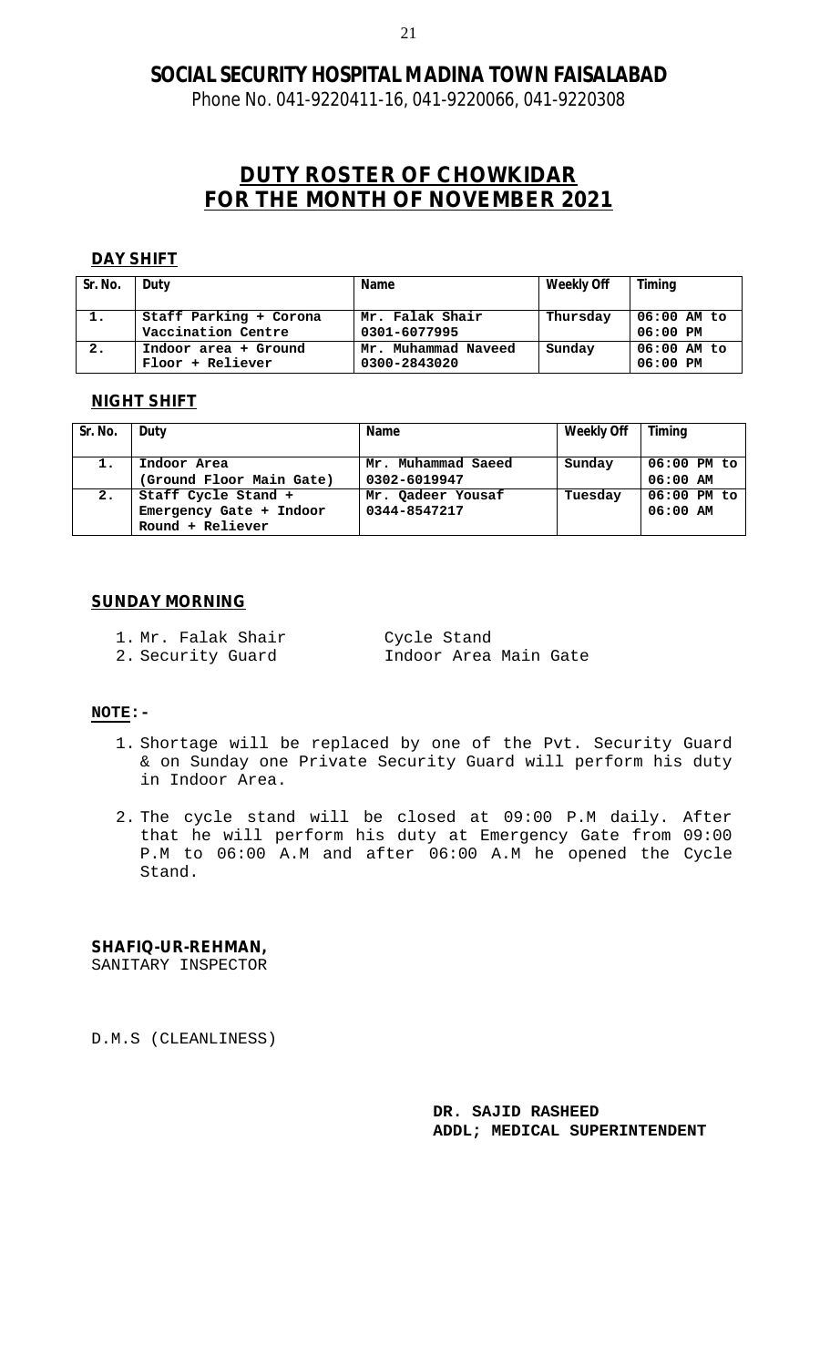# SOCIAL SECURITY HOSPITAL MADINA TOWN FAISALABAD

Phone No. 041-9220411-16, 041-9220066, 041-9220308

## DUTY ROSTER OF CHOWKIDAR FOR THE MONTH OF NOVEMBER 2021

### DAY SHIFT

| Sr. No. | Duty | Name | Weekly Off | Timing |
|---|---|---|---|---|
| 1. | Staff Parking + Corona Vaccination Centre | Mr. Falak Shair 0301-6077995 | Thursday | 06:00 AM to 06:00 PM |
| 2. | Indoor area + Ground Floor + Reliever | Mr. Muhammad Naveed 0300-2843020 | Sunday | 06:00 AM to 06:00 PM |

### NIGHT SHIFT

| Sr. No. | Duty | Name | Weekly Off | Timing |
|---|---|---|---|---|
| 1. | Indoor Area (Ground Floor Main Gate) | Mr. Muhammad Saeed 0302-6019947 | Sunday | 06:00 PM to 06:00 AM |
| 2. | Staff Cycle Stand + Emergency Gate + Indoor Round + Reliever | Mr. Qadeer Yousaf 0344-8547217 | Tuesday | 06:00 PM to 06:00 AM |

### SUNDAY MORNING

1. Mr. Falak Shair — Cycle Stand
2. Security Guard — Indoor Area Main Gate

**NOTE:-**

1. Shortage will be replaced by one of the Pvt. Security Guard & on Sunday one Private Security Guard will perform his duty in Indoor Area.
2. The cycle stand will be closed at 09:00 P.M daily. After that he will perform his duty at Emergency Gate from 09:00 P.M to 06:00 A.M and after 06:00 A.M he opened the Cycle Stand.

**SHAFIQ-UR-REHMAN,**
SANITARY INSPECTOR

D.M.S (CLEANLINESS)

**DR. SAJID RASHEED**
**ADDL; MEDICAL SUPERINTENDENT**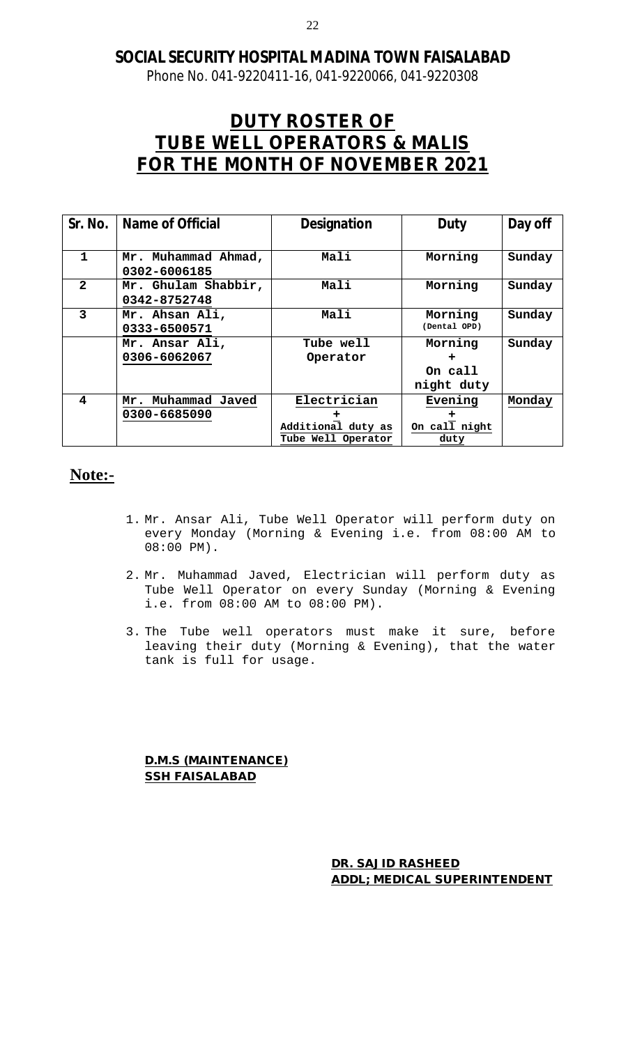**SOCIAL SECURITY HOSPITAL MADINA TOWN FAISALABAD**

Phone No. 041-9220411-16, 041-9220066, 041-9220308

# DUTY ROSTER OF TUBE WELL OPERATORS & MALIS FOR THE MONTH OF NOVEMBER 2021

| Sr. No. | Name of Official | Designation | Duty | Day off |
|---|---|---|---|---|
| 1 | Mr. Muhammad Ahmad, 0302-6006185 | Mali | Morning | Sunday |
| 2 | Mr. Ghulam Shabbir, 0342-8752748 | Mali | Morning | Sunday |
| 3 | Mr. Ahsan Ali, 0333-6500571 | Mali | Morning (Dental OPD) | Sunday |
| | Mr. Ansar Ali, 0306-6062067 | Tube well Operator | Morning + On call night duty | Sunday |
| 4 | Mr. Muhammad Javed 0300-6685090 | Electrician + Additional duty as Tube Well Operator | Evening + On call night duty | Monday |

## Note:-

1. Mr. Ansar Ali, Tube Well Operator will perform duty on every Monday (Morning & Evening i.e. from 08:00 AM to 08:00 PM).
2. Mr. Muhammad Javed, Electrician will perform duty as Tube Well Operator on every Sunday (Morning & Evening i.e. from 08:00 AM to 08:00 PM).
3. The Tube well operators must make it sure, before leaving their duty (Morning & Evening), that the water tank is full for usage.

**D.M.S (MAINTENANCE)**
**SSH FAISALABAD**

**DR. SAJID RASHEED**
**ADDL; MEDICAL SUPERINTENDENT**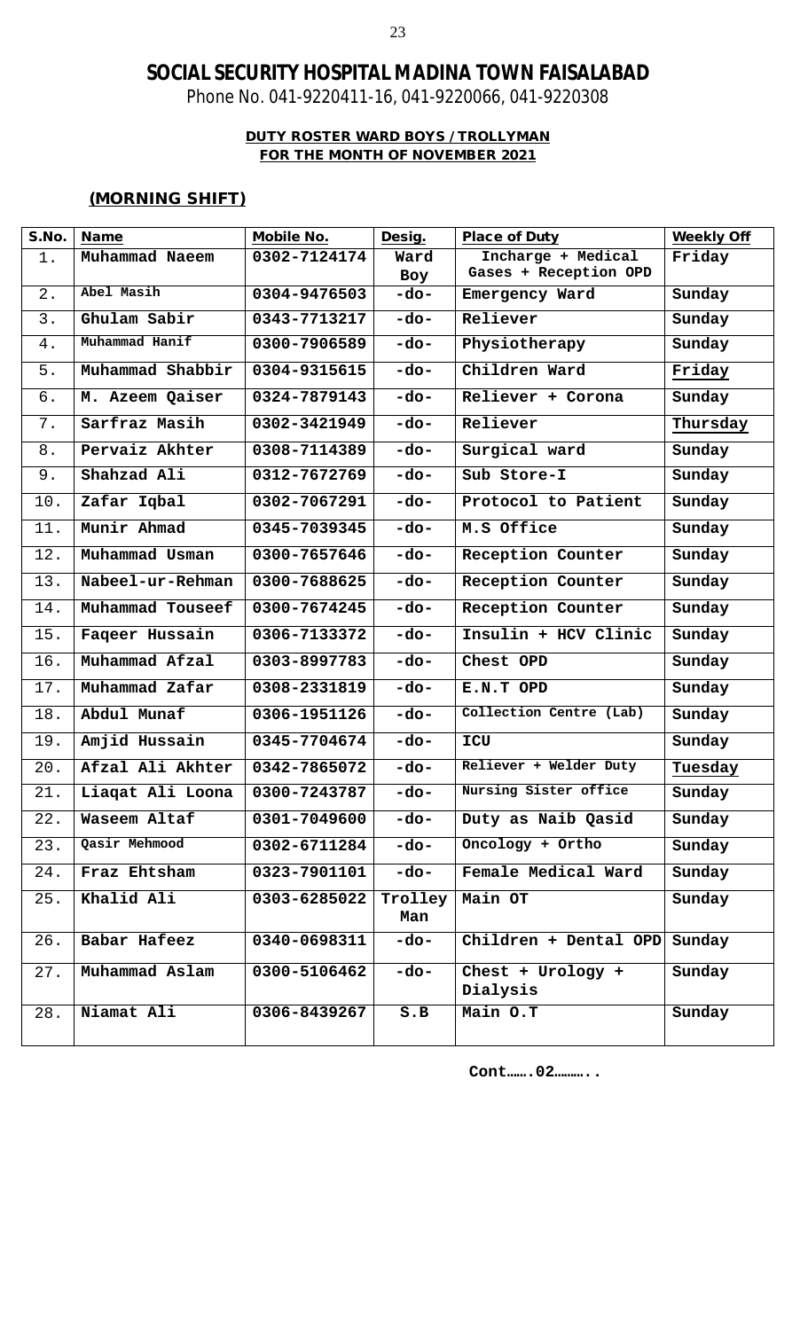# SOCIAL SECURITY HOSPITAL MADINA TOWN FAISALABAD

Phone No. 041-9220411-16, 041-9220066, 041-9220308

**DUTY ROSTER WARD BOYS / TROLLYMAN**
**FOR THE MONTH OF NOVEMBER 2021**

**(MORNING SHIFT)**

| S.No. | Name | Mobile No. | Desig. | Place of Duty | Weekly Off |
|---|---|---|---|---|---|
| 1. | Muhammad Naeem | 0302-7124174 | Ward Boy | Incharge + Medical Gases + Reception OPD | Friday |
| 2. | Abel Masih | 0304-9476503 | -do- | Emergency Ward | Sunday |
| 3. | Ghulam Sabir | 0343-7713217 | -do- | Reliever | Sunday |
| 4. | Muhammad Hanif | 0300-7906589 | -do- | Physiotherapy | Sunday |
| 5. | Muhammad Shabbir | 0304-9315615 | -do- | Children Ward | Friday |
| 6. | M. Azeem Qaiser | 0324-7879143 | -do- | Reliever + Corona | Sunday |
| 7. | Sarfraz Masih | 0302-3421949 | -do- | Reliever | Thursday |
| 8. | Pervaiz Akhter | 0308-7114389 | -do- | Surgical ward | Sunday |
| 9. | Shahzad Ali | 0312-7672769 | -do- | Sub Store-I | Sunday |
| 10. | Zafar Iqbal | 0302-7067291 | -do- | Protocol to Patient | Sunday |
| 11. | Munir Ahmad | 0345-7039345 | -do- | M.S Office | Sunday |
| 12. | Muhammad Usman | 0300-7657646 | -do- | Reception Counter | Sunday |
| 13. | Nabeel-ur-Rehman | 0300-7688625 | -do- | Reception Counter | Sunday |
| 14. | Muhammad Touseef | 0300-7674245 | -do- | Reception Counter | Sunday |
| 15. | Faqeer Hussain | 0306-7133372 | -do- | Insulin + HCV Clinic | Sunday |
| 16. | Muhammad Afzal | 0303-8997783 | -do- | Chest OPD | Sunday |
| 17. | Muhammad Zafar | 0308-2331819 | -do- | E.N.T OPD | Sunday |
| 18. | Abdul Munaf | 0306-1951126 | -do- | Collection Centre (Lab) | Sunday |
| 19. | Amjid Hussain | 0345-7704674 | -do- | ICU | Sunday |
| 20. | Afzal Ali Akhter | 0342-7865072 | -do- | Reliever + Welder Duty | Tuesday |
| 21. | Liaqat Ali Loona | 0300-7243787 | -do- | Nursing Sister office | Sunday |
| 22. | Waseem Altaf | 0301-7049600 | -do- | Duty as Naib Qasid | Sunday |
| 23. | Qasir Mehmood | 0302-6711284 | -do- | Oncology + Ortho | Sunday |
| 24. | Fraz Ehtsham | 0323-7901101 | -do- | Female Medical Ward | Sunday |
| 25. | Khalid Ali | 0303-6285022 | Trolley Man | Main OT | Sunday |
| 26. | Babar Hafeez | 0340-0698311 | -do- | Children + Dental OPD | Sunday |
| 27. | Muhammad Aslam | 0300-5106462 | -do- | Chest + Urology + Dialysis | Sunday |
| 28. | Niamat Ali | 0306-8439267 | S.B | Main O.T | Sunday |

**Cont…….02………..**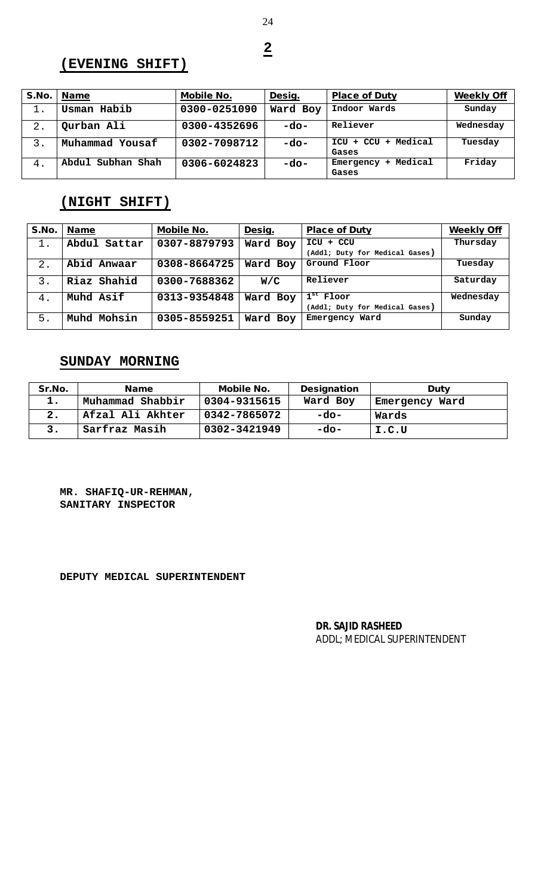**2**

## (EVENING SHIFT)

| S.No. | Name | Mobile No. | Desig. | Place of Duty | Weekly Off |
|---|---|---|---|---|---|
| 1. | Usman Habib | 0300-0251090 | Ward Boy | Indoor Wards | Sunday |
| 2. | Qurban Ali | 0300-4352696 | -do- | Reliever | Wednesday |
| 3. | Muhammad Yousaf | 0302-7098712 | -do- | ICU + CCU + Medical Gases | Tuesday |
| 4. | Abdul Subhan Shah | 0306-6024823 | -do- | Emergency + Medical Gases | Friday |

## (NIGHT SHIFT)

| S.No. | Name | Mobile No. | Desig. | Place of Duty | Weekly Off |
|---|---|---|---|---|---|
| 1. | Abdul Sattar | 0307-8879793 | Ward Boy | ICU + CCU (Addl; Duty for Medical Gases) | Thursday |
| 2. | Abid Anwaar | 0308-8664725 | Ward Boy | Ground Floor | Tuesday |
| 3. | Riaz Shahid | 0300-7688362 | W/C | Reliever | Saturday |
| 4. | Muhd Asif | 0313-9354848 | Ward Boy | 1st Floor (Addl; Duty for Medical Gases) | Wednesday |
| 5. | Muhd Mohsin | 0305-8559251 | Ward Boy | Emergency Ward | Sunday |

## SUNDAY MORNING

| Sr.No. | Name | Mobile No. | Designation | Duty |
|---|---|---|---|---|
| 1. | Muhammad Shabbir | 0304-9315615 | Ward Boy | Emergency Ward |
| 2. | Afzal Ali Akhter | 0342-7865072 | -do- | Wards |
| 3. | Sarfraz Masih | 0302-3421949 | -do- | I.C.U |

**MR. SHAFIQ-UR-REHMAN,**
**SANITARY INSPECTOR**

**DEPUTY MEDICAL SUPERINTENDENT**

**DR. SAJID RASHEED**
ADDL; MEDICAL SUPERINTENDENT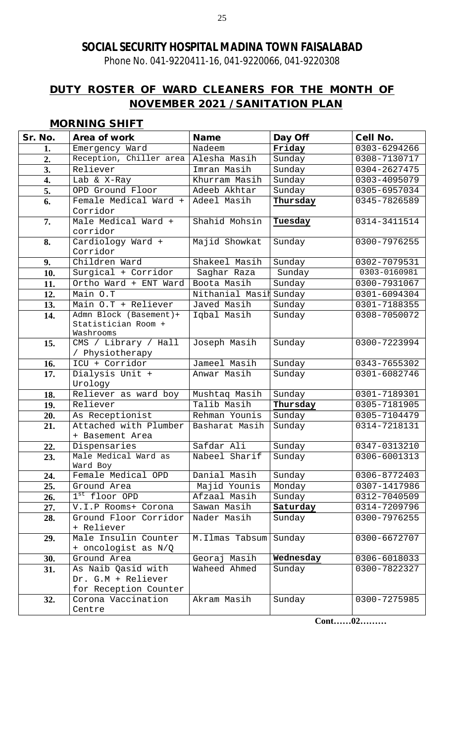## SOCIAL SECURITY HOSPITAL MADINA TOWN FAISALABAD

Phone No. 041-9220411-16, 041-9220066, 041-9220308

## DUTY ROSTER OF WARD CLEANERS FOR THE MONTH OF NOVEMBER 2021 / SANITATION PLAN

### MORNING SHIFT

| Sr. No. | Area of work | Name | Day Off | Cell No. |
|---|---|---|---|---|
| 1. | Emergency Ward | Nadeem | **Friday** | 0303-6294266 |
| 2. | Reception, Chiller area | Alesha Masih | Sunday | 0308-7130717 |
| 3. | Reliever | Imran Masih | Sunday | 0304-2627475 |
| 4. | Lab & X-Ray | Khurram Masih | Sunday | 0303-4095079 |
| 5. | OPD Ground Floor | Adeeb Akhtar | Sunday | 0305-6957034 |
| 6. | Female Medical Ward + Corridor | Adeel Masih | **Thursday** | 0345-7826589 |
| 7. | Male Medical Ward + corridor | Shahid Mohsin | **Tuesday** | 0314-3411514 |
| 8. | Cardiology Ward + Corridor | Majid Showkat | Sunday | 0300-7976255 |
| 9. | Children Ward | Shakeel Masih | Sunday | 0302-7079531 |
| 10. | Surgical + Corridor | Saghar Raza | Sunday | 0303-0160981 |
| 11. | Ortho Ward + ENT Ward | Boota Masih | Sunday | 0300-7931067 |
| 12. | Main O.T | Nithanial Masih | Sunday | 0301-6094304 |
| 13. | Main O.T + Reliever | Javed Masih | Sunday | 0301-7188355 |
| 14. | Admn Block (Basement)+ Statistician Room + Washrooms | Iqbal Masih | Sunday | 0308-7050072 |
| 15. | CMS / Library / Hall / Physiotherapy | Joseph Masih | Sunday | 0300-7223994 |
| 16. | ICU + Corridor | Jameel Masih | Sunday | 0343-7655302 |
| 17. | Dialysis Unit + Urology | Anwar Masih | Sunday | 0301-6082746 |
| 18. | Reliever as ward boy | Mushtaq Masih | Sunday | 0301-7189301 |
| 19. | Reliever | Talib Masih | **Thursday** | 0305-7181905 |
| 20. | As Receptionist | Rehman Younis | Sunday | 0305-7104479 |
| 21. | Attached with Plumber + Basement Area | Basharat Masih | Sunday | 0314-7218131 |
| 22. | Dispensaries | Safdar Ali | Sunday | 0347-0313210 |
| 23. | Male Medical Ward as Ward Boy | Nabeel Sharif | Sunday | 0306-6001313 |
| 24. | Female Medical OPD | Danial Masih | Sunday | 0306-8772403 |
| 25. | Ground Area | Majid Younis | Monday | 0307-1417986 |
| 26. | 1st floor OPD | Afzaal Masih | Sunday | 0312-7040509 |
| 27. | V.I.P Rooms+ Corona | Sawan Masih | **Saturday** | 0314-7209796 |
| 28. | Ground Floor Corridor + Reliever | Nader Masih | Sunday | 0300-7976255 |
| 29. | Male Insulin Counter + oncologist as N/Q | M.Ilmas Tabsum | Sunday | 0300-6672707 |
| 30. | Ground Area | Georaj Masih | **Wednesday** | 0306-6018033 |
| 31. | As Naib Qasid with Dr. G.M + Reliever for Reception Counter | Waheed Ahmed | Sunday | 0300-7822327 |
| 32. | Corona Vaccination Centre | Akram Masih | Sunday | 0300-7275985 |

**Cont……02………**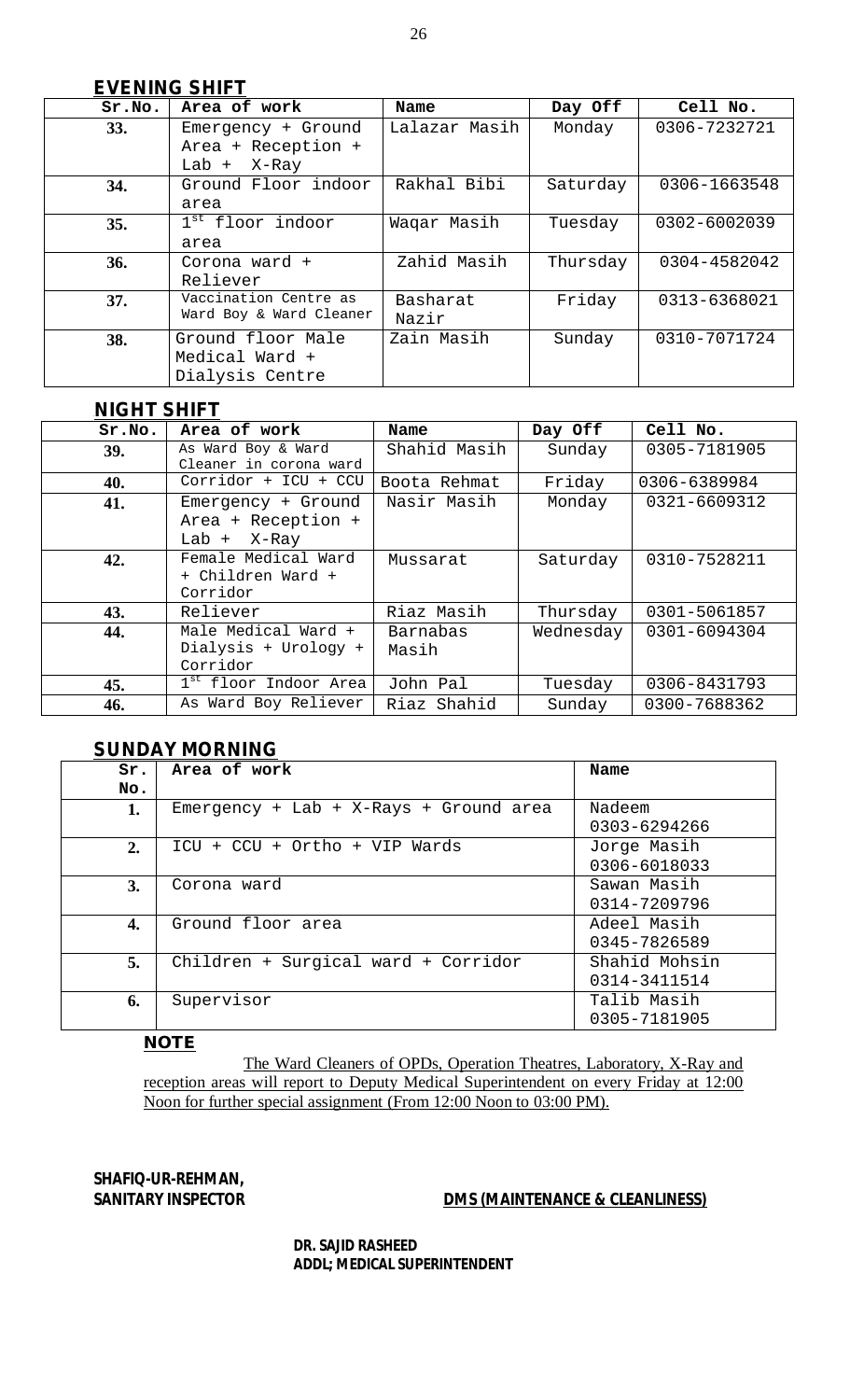## EVENING SHIFT

| Sr.No. | Area of work | Name | Day Off | Cell No. |
|---|---|---|---|---|
| 33. | Emergency + Ground Area + Reception + Lab + X-Ray | Lalazar Masih | Monday | 0306-7232721 |
| 34. | Ground Floor indoor area | Rakhal Bibi | Saturday | 0306-1663548 |
| 35. | 1st floor indoor area | Waqar Masih | Tuesday | 0302-6002039 |
| 36. | Corona ward + Reliever | Zahid Masih | Thursday | 0304-4582042 |
| 37. | Vaccination Centre as Ward Boy & Ward Cleaner | Basharat Nazir | Friday | 0313-6368021 |
| 38. | Ground floor Male Medical Ward + Dialysis Centre | Zain Masih | Sunday | 0310-7071724 |

## NIGHT SHIFT

| Sr.No. | Area of work | Name | Day Off | Cell No. |
|---|---|---|---|---|
| 39. | As Ward Boy & Ward Cleaner in corona ward | Shahid Masih | Sunday | 0305-7181905 |
| 40. | Corridor + ICU + CCU | Boota Rehmat | Friday | 0306-6389984 |
| 41. | Emergency + Ground Area + Reception + Lab + X-Ray | Nasir Masih | Monday | 0321-6609312 |
| 42. | Female Medical Ward + Children Ward + Corridor | Mussarat | Saturday | 0310-7528211 |
| 43. | Reliever | Riaz Masih | Thursday | 0301-5061857 |
| 44. | Male Medical Ward + Dialysis + Urology + Corridor | Barnabas Masih | Wednesday | 0301-6094304 |
| 45. | 1st floor Indoor Area | John Pal | Tuesday | 0306-8431793 |
| 46. | As Ward Boy Reliever | Riaz Shahid | Sunday | 0300-7688362 |

## SUNDAY MORNING

| Sr. No. | Area of work | Name |
|---|---|---|
| 1. | Emergency + Lab + X-Rays + Ground area | Nadeem 0303-6294266 |
| 2. | ICU + CCU + Ortho + VIP Wards | Jorge Masih 0306-6018033 |
| 3. | Corona ward | Sawan Masih 0314-7209796 |
| 4. | Ground floor area | Adeel Masih 0345-7826589 |
| 5. | Children + Surgical ward + Corridor | Shahid Mohsin 0314-3411514 |
| 6. | Supervisor | Talib Masih 0305-7181905 |

**NOTE**

The Ward Cleaners of OPDs, Operation Theatres, Laboratory, X-Ray and reception areas will report to Deputy Medical Superintendent on every Friday at 12:00 Noon for further special assignment (From 12:00 Noon to 03:00 PM).

**SHAFIQ-UR-REHMAN,**
**SANITARY INSPECTOR**

**DMS (MAINTENANCE & CLEANLINESS)**

**DR. SAJID RASHEED**
**ADDL; MEDICAL SUPERINTENDENT**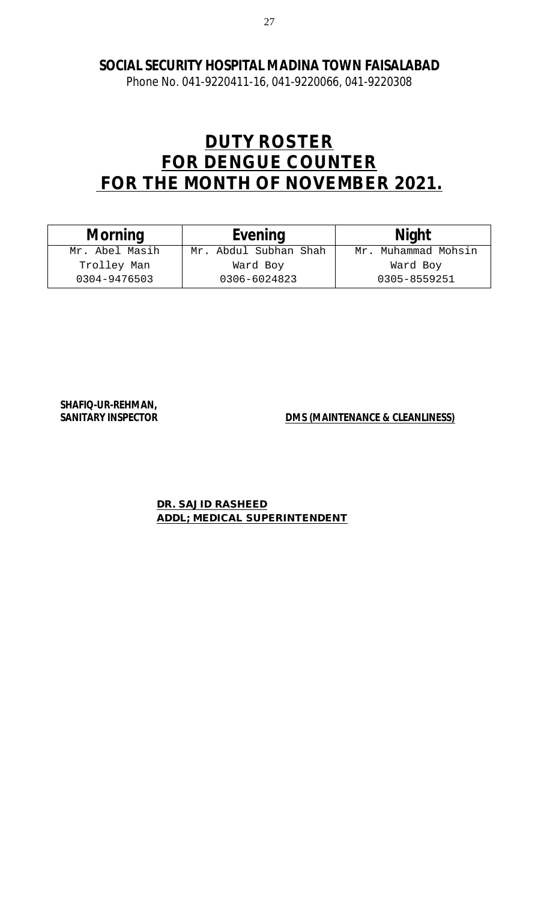**SOCIAL SECURITY HOSPITAL MADINA TOWN FAISALABAD**

Phone No. 041-9220411-16, 041-9220066, 041-9220308

# DUTY ROSTER
# FOR DENGUE COUNTER
# FOR THE MONTH OF NOVEMBER 2021.

| Morning | Evening | Night |
|---|---|---|
| Mr. Abel Masih<br>Trolley Man<br>0304-9476503 | Mr. Abdul Subhan Shah<br>Ward Boy<br>0306-6024823 | Mr. Muhammad Mohsin<br>Ward Boy<br>0305-8559251 |

**SHAFIQ-UR-REHMAN,**
**SANITARY INSPECTOR**

**DMS (MAINTENANCE & CLEANLINESS)**

**DR. SAJID RASHEED**
**ADDL; MEDICAL SUPERINTENDENT**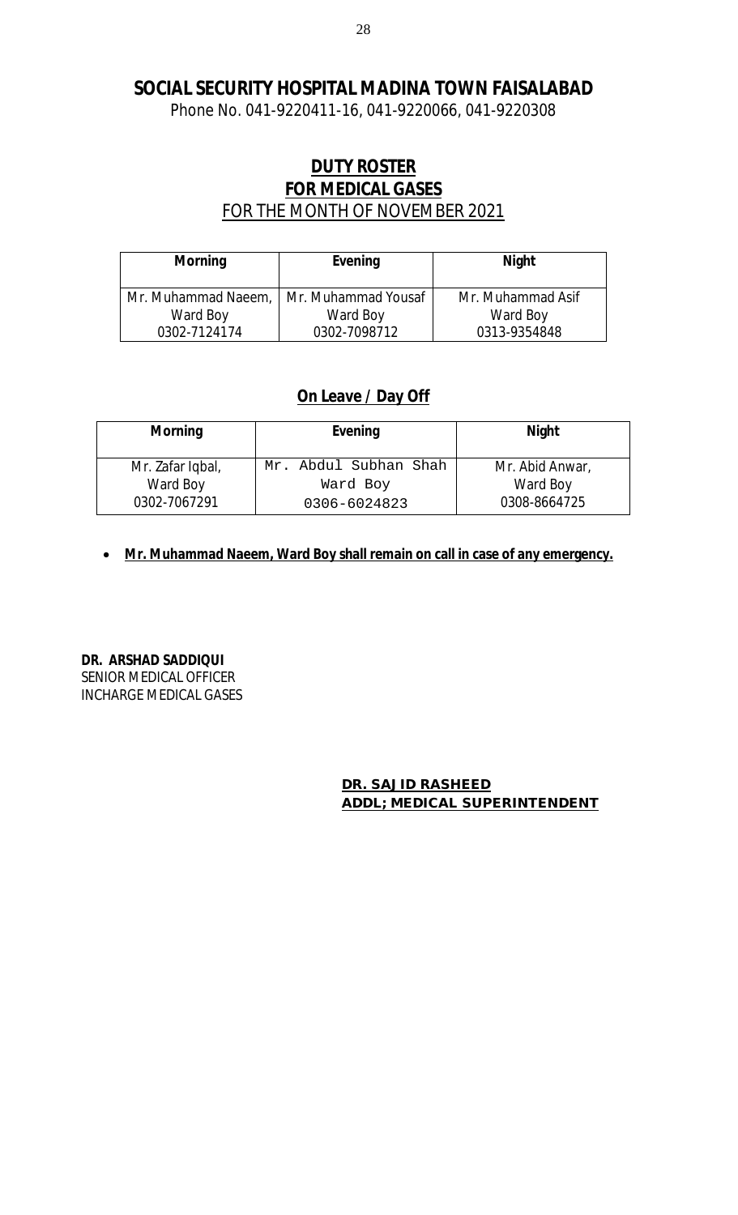# SOCIAL SECURITY HOSPITAL MADINA TOWN FAISALABAD

Phone No. 041-9220411-16, 041-9220066, 041-9220308

## DUTY ROSTER
## FOR MEDICAL GASES
FOR THE MONTH OF NOVEMBER 2021

| Morning | Evening | Night |
|---|---|---|
| Mr. Muhammad Naeem, Ward Boy 0302-7124174 | Mr. Muhammad Yousaf Ward Boy 0302-7098712 | Mr. Muhammad Asif Ward Boy 0313-9354848 |

### On Leave / Day Off

| Morning | Evening | Night |
|---|---|---|
| Mr. Zafar Iqbal, Ward Boy 0302-7067291 | Mr. Abdul Subhan Shah Ward Boy 0306-6024823 | Mr. Abid Anwar, Ward Boy 0308-8664725 |

- **Mr. Muhammad Naeem, Ward Boy shall remain on call in case of any emergency.**

**DR. ARSHAD SADDIQUI**
SENIOR MEDICAL OFFICER
INCHARGE MEDICAL GASES

**DR. SAJID RASHEED**
**ADDL; MEDICAL SUPERINTENDENT**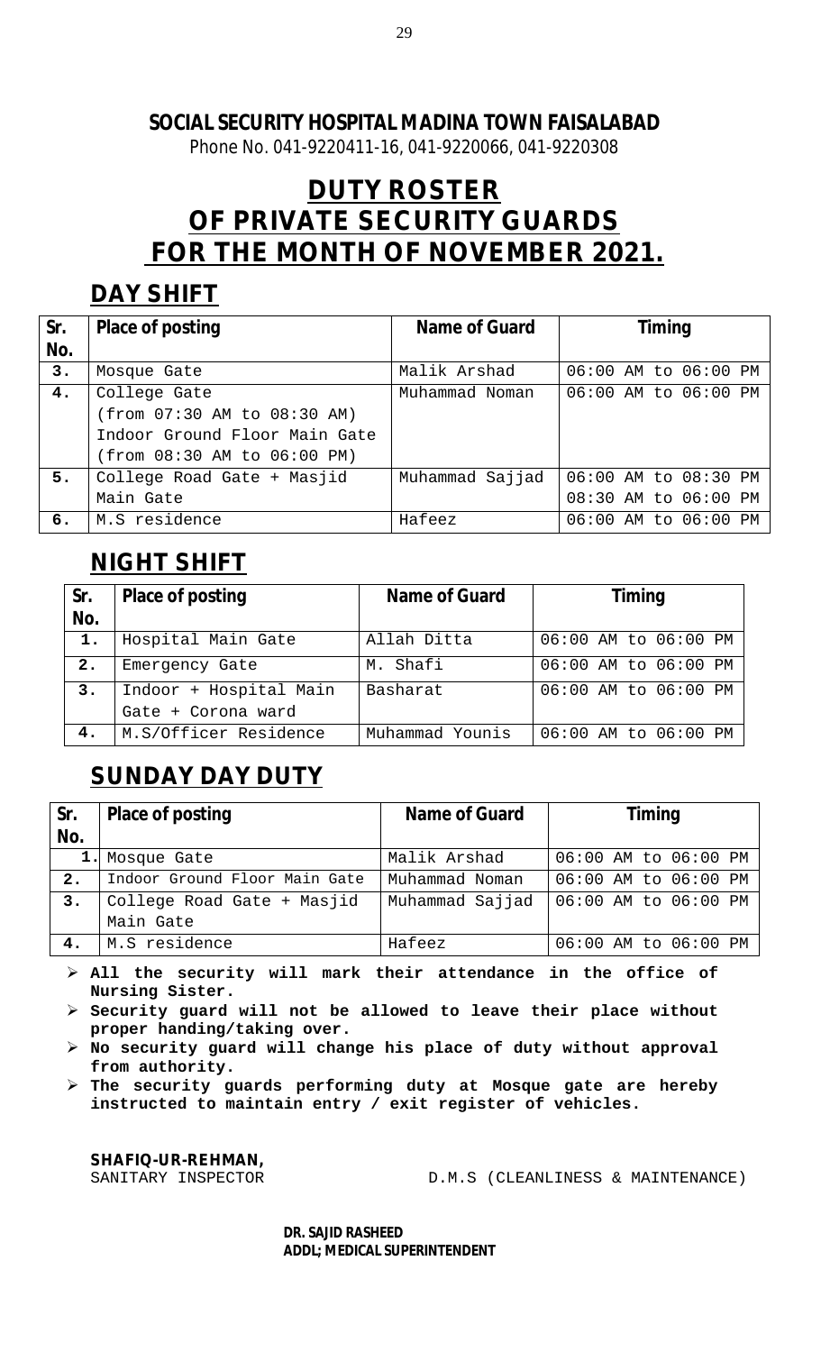**SOCIAL SECURITY HOSPITAL MADINA TOWN FAISALABAD**

Phone No. 041-9220411-16, 041-9220066, 041-9220308

# DUTY ROSTER
# OF PRIVATE SECURITY GUARDS
# FOR THE MONTH OF NOVEMBER 2021.

## DAY SHIFT

| Sr. No. | Place of posting | Name of Guard | Timing |
|---|---|---|---|
| 3. | Mosque Gate | Malik Arshad | 06:00 AM to 06:00 PM |
| 4. | College Gate<br>(from 07:30 AM to 08:30 AM)<br>Indoor Ground Floor Main Gate<br>(from 08:30 AM to 06:00 PM) | Muhammad Noman | 06:00 AM to 06:00 PM |
| 5. | College Road Gate + Masjid Main Gate | Muhammad Sajjad | 06:00 AM to 08:30 PM<br>08:30 AM to 06:00 PM |
| 6. | M.S residence | Hafeez | 06:00 AM to 06:00 PM |

## NIGHT SHIFT

| Sr. No. | Place of posting | Name of Guard | Timing |
|---|---|---|---|
| 1. | Hospital Main Gate | Allah Ditta | 06:00 AM to 06:00 PM |
| 2. | Emergency Gate | M. Shafi | 06:00 AM to 06:00 PM |
| 3. | Indoor + Hospital Main Gate + Corona ward | Basharat | 06:00 AM to 06:00 PM |
| 4. | M.S/Officer Residence | Muhammad Younis | 06:00 AM to 06:00 PM |

## SUNDAY DAY DUTY

| Sr. No. | Place of posting | Name of Guard | Timing |
|---|---|---|---|
| 1. | Mosque Gate | Malik Arshad | 06:00 AM to 06:00 PM |
| 2. | Indoor Ground Floor Main Gate | Muhammad Noman | 06:00 AM to 06:00 PM |
| 3. | College Road Gate + Masjid Main Gate | Muhammad Sajjad | 06:00 AM to 06:00 PM |
| 4. | M.S residence | Hafeez | 06:00 AM to 06:00 PM |

- **All the security will mark their attendance in the office of Nursing Sister.**
- **Security guard will not be allowed to leave their place without proper handing/taking over.**
- **No security guard will change his place of duty without approval from authority.**
- **The security guards performing duty at Mosque gate are hereby instructed to maintain entry / exit register of vehicles.**

**SHAFIQ-UR-REHMAN,**
SANITARY INSPECTOR

D.M.S (CLEANLINESS & MAINTENANCE)

**DR. SAJID RASHEED**
**ADDL; MEDICAL SUPERINTENDENT**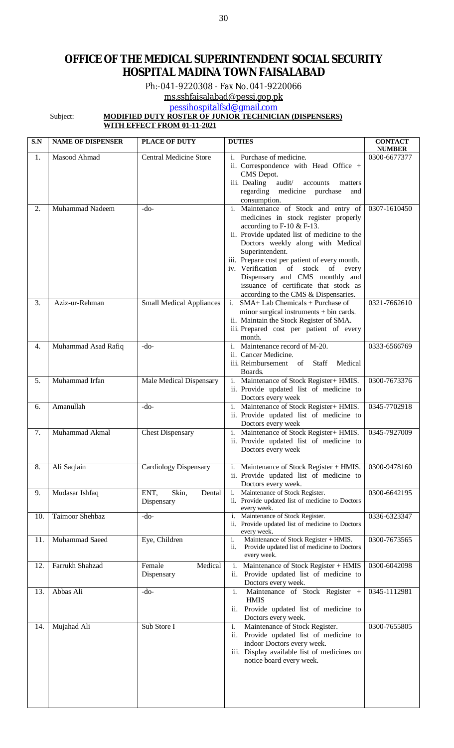# OFFICE OF THE MEDICAL SUPERINTENDENT SOCIAL SECURITY HOSPITAL MADINA TOWN FAISALABAD

Ph:-041-9220308 - Fax No. 041-9220066

ms.sshfaisalabad@pessi.gop.pk

pessihospitalfsd@gmail.com

Subject: **MODIFIED DUTY ROSTER OF JUNIOR TECHNICIAN (DISPENSERS) WITH EFFECT FROM 01-11-2021**

| S.N | NAME OF DISPENSER | PLACE OF DUTY | DUTIES | CONTACT NUMBER |
|---|---|---|---|---|
| 1. | Masood Ahmad | Central Medicine Store | i. Purchase of medicine.<br>ii. Correspondence with Head Office + CMS Depot.<br>iii. Dealing audit/ accounts matters regarding medicine purchase and consumption. | 0300-6677377 |
| 2. | Muhammad Nadeem | -do- | i. Maintenance of Stock and entry of medicines in stock register properly according to F-10 & F-13.<br>ii. Provide updated list of medicine to the Doctors weekly along with Medical Superintendent.<br>iii. Prepare cost per patient of every month.<br>iv. Verification of stock of every Dispensary and CMS monthly and issuance of certificate that stock as according to the CMS & Dispensaries. | 0307-1610450 |
| 3. | Aziz-ur-Rehman | Small Medical Appliances | i. SMA+ Lab Chemicals + Purchase of minor surgical instruments + bin cards.<br>ii. Maintain the Stock Register of SMA.<br>iii. Prepared cost per patient of every month. | 0321-7662610 |
| 4. | Muhammad Asad Rafiq | -do- | i. Maintenance record of M-20.<br>ii. Cancer Medicine.<br>iii. Reimbursement of Staff Medical Boards. | 0333-6566769 |
| 5. | Muhammad Irfan | Male Medical Dispensary | i. Maintenance of Stock Register+ HMIS.<br>ii. Provide updated list of medicine to Doctors every week | 0300-7673376 |
| 6. | Amanullah | -do- | i. Maintenance of Stock Register+ HMIS.<br>ii. Provide updated list of medicine to Doctors every week | 0345-7702918 |
| 7. | Muhammad Akmal | Chest Dispensary | i. Maintenance of Stock Register+ HMIS.<br>ii. Provide updated list of medicine to Doctors every week | 0345-7927009 |
| 8. | Ali Saqlain | Cardiology Dispensary | i. Maintenance of Stock Register + HMIS.<br>ii. Provide updated list of medicine to Doctors every week. | 0300-9478160 |
| 9. | Mudasar Ishfaq | ENT, Skin, Dental Dispensary | i. Maintenance of Stock Register.<br>ii. Provide updated list of medicine to Doctors every week. | 0300-6642195 |
| 10. | Taimoor Shehbaz | -do- | i. Maintenance of Stock Register.<br>ii. Provide updated list of medicine to Doctors every week. | 0336-6323347 |
| 11. | Muhammad Saeed | Eye, Children | i. Maintenance of Stock Register + HMIS.<br>ii. Provide updated list of medicine to Doctors every week. | 0300-7673565 |
| 12. | Farrukh Shahzad | Female Medical Dispensary | i. Maintenance of Stock Register + HMIS<br>ii. Provide updated list of medicine to Doctors every week. | 0300-6042098 |
| 13. | Abbas Ali | -do- | i. Maintenance of Stock Register + HMIS<br>ii. Provide updated list of medicine to Doctors every week. | 0345-1112981 |
| 14. | Mujahad Ali | Sub Store I | i. Maintenance of Stock Register.<br>ii. Provide updated list of medicine to indoor Doctors every week.<br>iii. Display available list of medicines on notice board every week. | 0300-7655805 |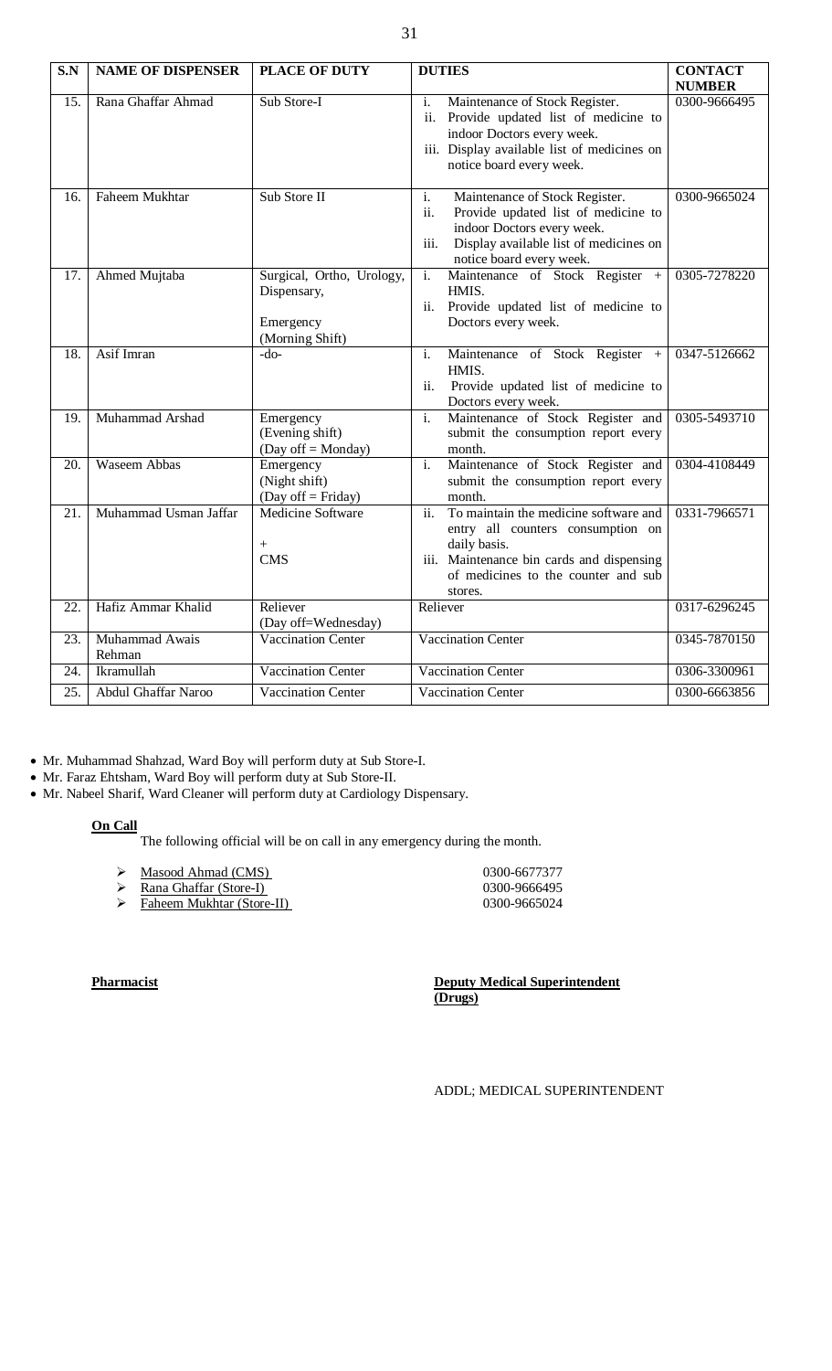| S.N | NAME OF DISPENSER | PLACE OF DUTY | DUTIES | CONTACT NUMBER |
|---|---|---|---|---|
| 15. | Rana Ghaffar Ahmad | Sub Store-I | i. Maintenance of Stock Register.<br>ii. Provide updated list of medicine to indoor Doctors every week.<br>iii. Display available list of medicines on notice board every week. | 0300-9666495 |
| 16. | Faheem Mukhtar | Sub Store II | i. Maintenance of Stock Register.<br>ii. Provide updated list of medicine to indoor Doctors every week.<br>iii. Display available list of medicines on notice board every week. | 0300-9665024 |
| 17. | Ahmed Mujtaba | Surgical, Ortho, Urology, Dispensary,<br><br>Emergency (Morning Shift) | i. Maintenance of Stock Register + HMIS.<br>ii. Provide updated list of medicine to Doctors every week. | 0305-7278220 |
| 18. | Asif Imran | -do- | i. Maintenance of Stock Register + HMIS.<br>ii. Provide updated list of medicine to Doctors every week. | 0347-5126662 |
| 19. | Muhammad Arshad | Emergency (Evening shift) (Day off = Monday) | i. Maintenance of Stock Register and submit the consumption report every month. | 0305-5493710 |
| 20. | Waseem Abbas | Emergency (Night shift) (Day off = Friday) | i. Maintenance of Stock Register and submit the consumption report every month. | 0304-4108449 |
| 21. | Muhammad Usman Jaffar | Medicine Software<br>+<br>CMS | ii. To maintain the medicine software and entry all counters consumption on daily basis.<br>iii. Maintenance bin cards and dispensing of medicines to the counter and sub stores. | 0331-7966571 |
| 22. | Hafiz Ammar Khalid | Reliever (Day off=Wednesday) | Reliever | 0317-6296245 |
| 23. | Muhammad Awais Rehman | Vaccination Center | Vaccination Center | 0345-7870150 |
| 24. | Ikramullah | Vaccination Center | Vaccination Center | 0306-3300961 |
| 25. | Abdul Ghaffar Naroo | Vaccination Center | Vaccination Center | 0300-6663856 |

- Mr. Muhammad Shahzad, Ward Boy will perform duty at Sub Store-I.
- Mr. Faraz Ehtsham, Ward Boy will perform duty at Sub Store-II.
- Mr. Nabeel Sharif, Ward Cleaner will perform duty at Cardiology Dispensary.

**On Call**

The following official will be on call in any emergency during the month.

- Masood Ahmad (CMS) 0300-6677377
- Rana Ghaffar (Store-I) 0300-9666495
- Faheem Mukhtar (Store-II) 0300-9665024

**Pharmacist**

**Deputy Medical Superintendent (Drugs)**

ADDL; MEDICAL SUPERINTENDENT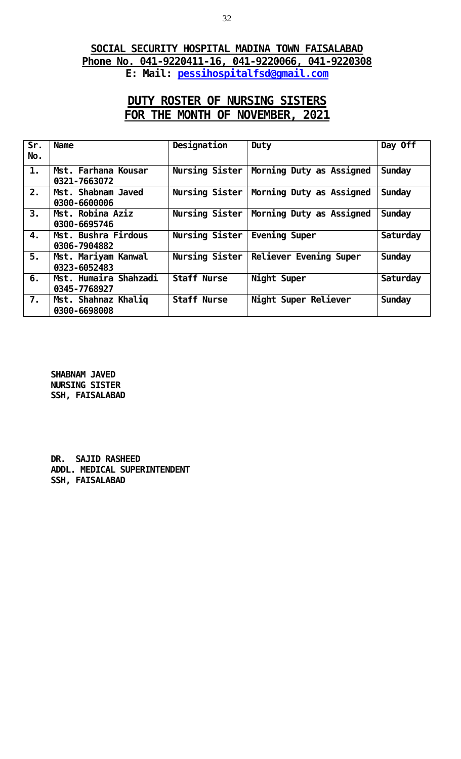**SOCIAL SECURITY HOSPITAL MADINA TOWN FAISALABAD**
**Phone No. 041-9220411-16, 041-9220066, 041-9220308**
**E: Mail: pessihospitalfsd@gmail.com**

## DUTY ROSTER OF NURSING SISTERS FOR THE MONTH OF NOVEMBER, 2021

| Sr. No. | Name | Designation | Duty | Day Off |
|---|---|---|---|---|
| 1. | Mst. Farhana Kousar 0321-7663072 | Nursing Sister | Morning Duty as Assigned | Sunday |
| 2. | Mst. Shabnam Javed 0300-6600006 | Nursing Sister | Morning Duty as Assigned | Sunday |
| 3. | Mst. Robina Aziz 0300-6695746 | Nursing Sister | Morning Duty as Assigned | Sunday |
| 4. | Mst. Bushra Firdous 0306-7904882 | Nursing Sister | Evening Super | Saturday |
| 5. | Mst. Mariyam Kanwal 0323-6052483 | Nursing Sister | Reliever Evening Super | Sunday |
| 6. | Mst. Humaira Shahzadi 0345-7768927 | Staff Nurse | Night Super | Saturday |
| 7. | Mst. Shahnaz Khaliq 0300-6698008 | Staff Nurse | Night Super Reliever | Sunday |

**SHABNAM JAVED**
**NURSING SISTER**
**SSH, FAISALABAD**

**DR. SAJID RASHEED**
**ADDL. MEDICAL SUPERINTENDENT**
**SSH, FAISALABAD**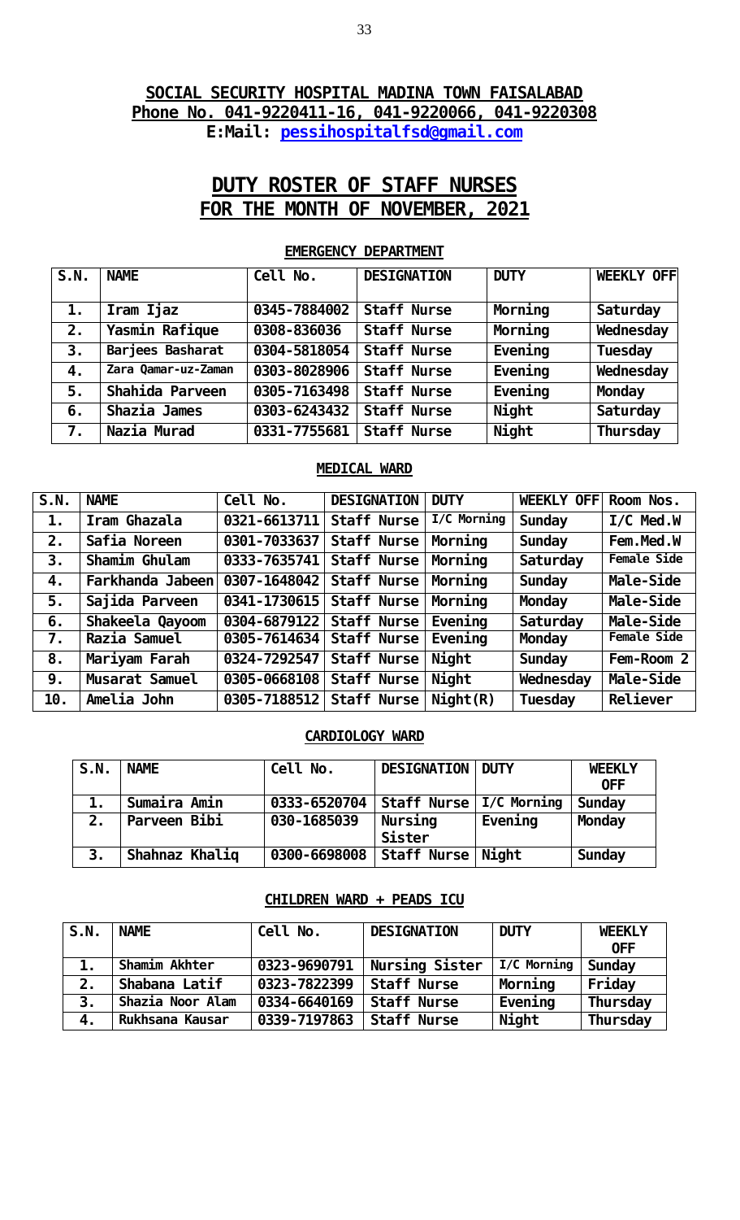**SOCIAL SECURITY HOSPITAL MADINA TOWN FAISALABAD**
**Phone No. 041-9220411-16, 041-9220066, 041-9220308**
**E:Mail: pessihospitalfsd@gmail.com**

# DUTY ROSTER OF STAFF NURSES FOR THE MONTH OF NOVEMBER, 2021

## EMERGENCY DEPARTMENT

| S.N. | NAME | Cell No. | DESIGNATION | DUTY | WEEKLY OFF |
|---|---|---|---|---|---|
| 1. | Iram Ijaz | 0345-7884002 | Staff Nurse | Morning | Saturday |
| 2. | Yasmin Rafique | 0308-836036 | Staff Nurse | Morning | Wednesday |
| 3. | Barjees Basharat | 0304-5818054 | Staff Nurse | Evening | Tuesday |
| 4. | Zara Qamar-uz-Zaman | 0303-8028906 | Staff Nurse | Evening | Wednesday |
| 5. | Shahida Parveen | 0305-7163498 | Staff Nurse | Evening | Monday |
| 6. | Shazia James | 0303-6243432 | Staff Nurse | Night | Saturday |
| 7. | Nazia Murad | 0331-7755681 | Staff Nurse | Night | Thursday |

## MEDICAL WARD

| S.N. | NAME | Cell No. | DESIGNATION | DUTY | WEEKLY OFF | Room Nos. |
|---|---|---|---|---|---|---|
| 1. | Iram Ghazala | 0321-6613711 | Staff Nurse | I/C Morning | Sunday | I/C Med.W |
| 2. | Safia Noreen | 0301-7033637 | Staff Nurse | Morning | Sunday | Fem.Med.W |
| 3. | Shamim Ghulam | 0333-7635741 | Staff Nurse | Morning | Saturday | Female Side |
| 4. | Farkhanda Jabeen | 0307-1648042 | Staff Nurse | Morning | Sunday | Male-Side |
| 5. | Sajida Parveen | 0341-1730615 | Staff Nurse | Morning | Monday | Male-Side |
| 6. | Shakeela Qayoom | 0304-6879122 | Staff Nurse | Evening | Saturday | Male-Side |
| 7. | Razia Samuel | 0305-7614634 | Staff Nurse | Evening | Monday | Female Side |
| 8. | Mariyam Farah | 0324-7292547 | Staff Nurse | Night | Sunday | Fem-Room 2 |
| 9. | Musarat Samuel | 0305-0668108 | Staff Nurse | Night | Wednesday | Male-Side |
| 10. | Amelia John | 0305-7188512 | Staff Nurse | Night(R) | Tuesday | Reliever |

## CARDIOLOGY WARD

| S.N. | NAME | Cell No. | DESIGNATION | DUTY | WEEKLY OFF |
|---|---|---|---|---|---|
| 1. | Sumaira Amin | 0333-6520704 | Staff Nurse | I/C Morning | Sunday |
| 2. | Parveen Bibi | 030-1685039 | Nursing Sister | Evening | Monday |
| 3. | Shahnaz Khaliq | 0300-6698008 | Staff Nurse | Night | Sunday |

## CHILDREN WARD + PEADS ICU

| S.N. | NAME | Cell No. | DESIGNATION | DUTY | WEEKLY OFF |
|---|---|---|---|---|---|
| 1. | Shamim Akhter | 0323-9690791 | Nursing Sister | I/C Morning | Sunday |
| 2. | Shabana Latif | 0323-7822399 | Staff Nurse | Morning | Friday |
| 3. | Shazia Noor Alam | 0334-6640169 | Staff Nurse | Evening | Thursday |
| 4. | Rukhsana Kausar | 0339-7197863 | Staff Nurse | Night | Thursday |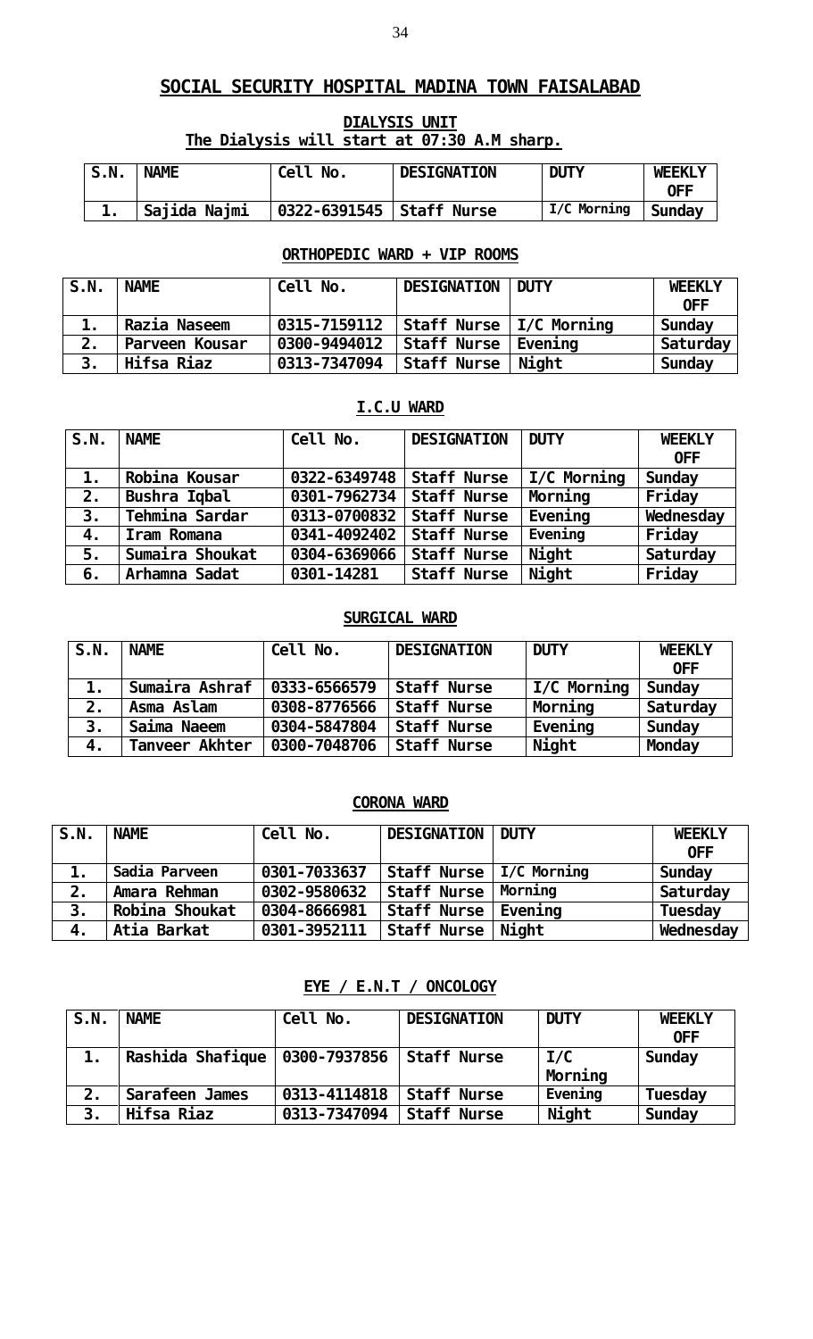# SOCIAL SECURITY HOSPITAL MADINA TOWN FAISALABAD

## DIALYSIS UNIT

**The Dialysis will start at 07:30 A.M sharp.**

| S.N. | NAME | Cell No. | DESIGNATION | DUTY | WEEKLY OFF |
|---|---|---|---|---|---|
| 1. | Sajida Najmi | 0322-6391545 | Staff Nurse | I/C Morning | Sunday |

## ORTHOPEDIC WARD + VIP ROOMS

| S.N. | NAME | Cell No. | DESIGNATION | DUTY | WEEKLY OFF |
|---|---|---|---|---|---|
| 1. | Razia Naseem | 0315-7159112 | Staff Nurse | I/C Morning | Sunday |
| 2. | Parveen Kousar | 0300-9494012 | Staff Nurse | Evening | Saturday |
| 3. | Hifsa Riaz | 0313-7347094 | Staff Nurse | Night | Sunday |

## I.C.U WARD

| S.N. | NAME | Cell No. | DESIGNATION | DUTY | WEEKLY OFF |
|---|---|---|---|---|---|
| 1. | Robina Kousar | 0322-6349748 | Staff Nurse | I/C Morning | Sunday |
| 2. | Bushra Iqbal | 0301-7962734 | Staff Nurse | Morning | Friday |
| 3. | Tehmina Sardar | 0313-0700832 | Staff Nurse | Evening | Wednesday |
| 4. | Iram Romana | 0341-4092402 | Staff Nurse | Evening | Friday |
| 5. | Sumaira Shoukat | 0304-6369066 | Staff Nurse | Night | Saturday |
| 6. | Arhamna Sadat | 0301-14281 | Staff Nurse | Night | Friday |

## SURGICAL WARD

| S.N. | NAME | Cell No. | DESIGNATION | DUTY | WEEKLY OFF |
|---|---|---|---|---|---|
| 1. | Sumaira Ashraf | 0333-6566579 | Staff Nurse | I/C Morning | Sunday |
| 2. | Asma Aslam | 0308-8776566 | Staff Nurse | Morning | Saturday |
| 3. | Saima Naeem | 0304-5847804 | Staff Nurse | Evening | Sunday |
| 4. | Tanveer Akhter | 0300-7048706 | Staff Nurse | Night | Monday |

## CORONA WARD

| S.N. | NAME | Cell No. | DESIGNATION | DUTY | WEEKLY OFF |
|---|---|---|---|---|---|
| 1. | Sadia Parveen | 0301-7033637 | Staff Nurse | I/C Morning | Sunday |
| 2. | Amara Rehman | 0302-9580632 | Staff Nurse | Morning | Saturday |
| 3. | Robina Shoukat | 0304-8666981 | Staff Nurse | Evening | Tuesday |
| 4. | Atia Barkat | 0301-3952111 | Staff Nurse | Night | Wednesday |

## EYE / E.N.T / ONCOLOGY

| S.N. | NAME | Cell No. | DESIGNATION | DUTY | WEEKLY OFF |
|---|---|---|---|---|---|
| 1. | Rashida Shafique | 0300-7937856 | Staff Nurse | I/C Morning | Sunday |
| 2. | Sarafeen James | 0313-4114818 | Staff Nurse | Evening | Tuesday |
| 3. | Hifsa Riaz | 0313-7347094 | Staff Nurse | Night | Sunday |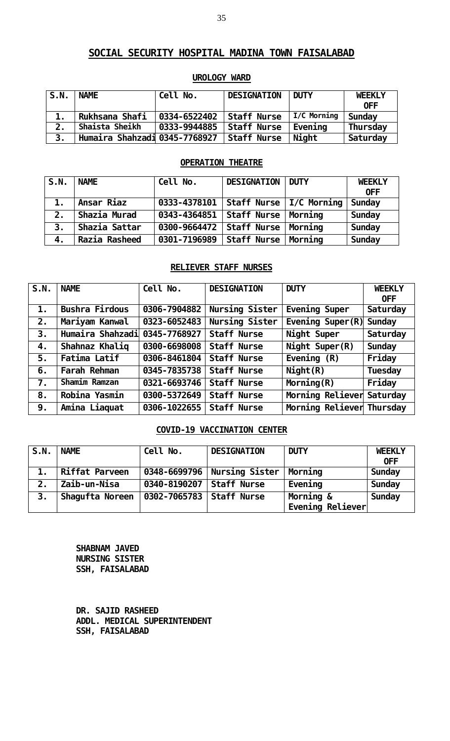# SOCIAL SECURITY HOSPITAL MADINA TOWN FAISALABAD

## UROLOGY WARD

| S.N. | NAME | Cell No. | DESIGNATION | DUTY | WEEKLY OFF |
|---|---|---|---|---|---|
| 1. | Rukhsana Shafi | 0334-6522402 | Staff Nurse | I/C Morning | Sunday |
| 2. | Shaista Sheikh | 0333-9944885 | Staff Nurse | Evening | Thursday |
| 3. | Humaira Shahzadi | 0345-7768927 | Staff Nurse | Night | Saturday |

## OPERATION THEATRE

| S.N. | NAME | Cell No. | DESIGNATION | DUTY | WEEKLY OFF |
|---|---|---|---|---|---|
| 1. | Ansar Riaz | 0333-4378101 | Staff Nurse | I/C Morning | Sunday |
| 2. | Shazia Murad | 0343-4364851 | Staff Nurse | Morning | Sunday |
| 3. | Shazia Sattar | 0300-9664472 | Staff Nurse | Morning | Sunday |
| 4. | Razia Rasheed | 0301-7196989 | Staff Nurse | Morning | Sunday |

## RELIEVER STAFF NURSES

| S.N. | NAME | Cell No. | DESIGNATION | DUTY | WEEKLY OFF |
|---|---|---|---|---|---|
| 1. | Bushra Firdous | 0306-7904882 | Nursing Sister | Evening Super | Saturday |
| 2. | Mariyam Kanwal | 0323-6052483 | Nursing Sister | Evening Super(R) | Sunday |
| 3. | Humaira Shahzadi | 0345-7768927 | Staff Nurse | Night Super | Saturday |
| 4. | Shahnaz Khaliq | 0300-6698008 | Staff Nurse | Night Super(R) | Sunday |
| 5. | Fatima Latif | 0306-8461804 | Staff Nurse | Evening (R) | Friday |
| 6. | Farah Rehman | 0345-7835738 | Staff Nurse | Night(R) | Tuesday |
| 7. | Shamim Ramzan | 0321-6693746 | Staff Nurse | Morning(R) | Friday |
| 8. | Robina Yasmin | 0300-5372649 | Staff Nurse | Morning Reliever | Saturday |
| 9. | Amina Liaquat | 0306-1022655 | Staff Nurse | Morning Reliever | Thursday |

## COVID-19 VACCINATION CENTER

| S.N. | NAME | Cell No. | DESIGNATION | DUTY | WEEKLY OFF |
|---|---|---|---|---|---|
| 1. | Riffat Parveen | 0348-6699796 | Nursing Sister | Morning | Sunday |
| 2. | Zaib-un-Nisa | 0340-8190207 | Staff Nurse | Evening | Sunday |
| 3. | Shagufta Noreen | 0302-7065783 | Staff Nurse | Morning & Evening Reliever | Sunday |

**SHABNAM JAVED**
**NURSING SISTER**
**SSH, FAISALABAD**

**DR. SAJID RASHEED**
**ADDL. MEDICAL SUPERINTENDENT**
**SSH, FAISALABAD**